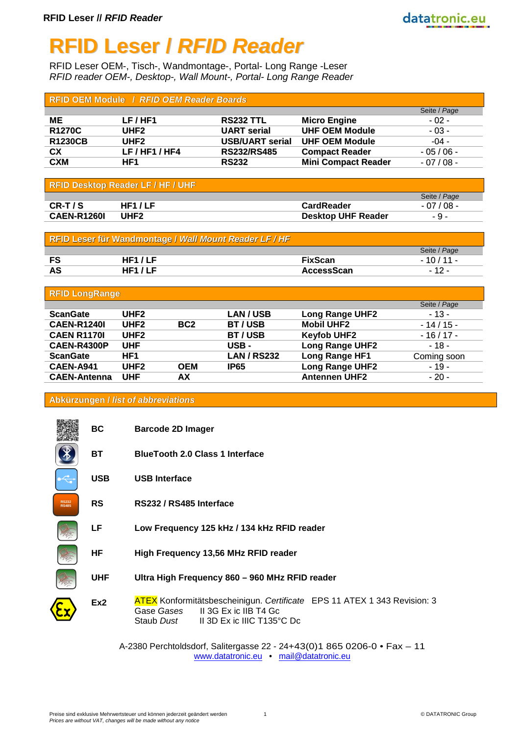# RFID Leser / *RFID Reader*

RFID Leser OEM-, Tisch-, Wandmontage-, Portal- Long Range -Leser
*RFID reader OEM-, Desktop-, Wall Mount-, Portal- Long Range Reader*

## RFID OEM Module / *RFID OEM Reader Boards*

| | | | | Seite / *Page* |
|---|---|---|---|---|
| **ME** | **LF / HF1** | **RS232 TTL** | **Micro Engine** | - 02 - |
| **R1270C** | **UHF2** | **UART serial** | **UHF OEM Module** | - 03 - |
| **R1230CB** | **UHF2** | **USB/UART serial** | **UHF OEM Module** | -04 - |
| **CX** | **LF / HF1 / HF4** | **RS232/RS485** | **Compact Reader** | - 05 / 06 - |
| **CXM** | **HF1** | **RS232** | **Mini Compact Reader** | - 07 / 08 - |

## RFID Desktop Reader LF / HF / UHF

| | | | Seite / *Page* |
|---|---|---|---|
| **CR-T / S** | **HF1 / LF** | **CardReader** | - 07 / 08 - |
| **CAEN-R1260I** | **UHF2** | **Desktop UHF Reader** | - 9 - |

## RFID Leser für Wandmontage / *Wall Mount Reader LF / HF*

| | | | Seite / *Page* |
|---|---|---|---|
| **FS** | **HF1 / LF** | **FixScan** | - 10 / 11 - |
| **AS** | **HF1 / LF** | **AccessScan** | - 12 - |

## RFID LongRange

| | | | | | Seite / *Page* |
|---|---|---|---|---|---|
| **ScanGate** | **UHF2** | | **LAN / USB** | **Long Range UHF2** | - 13 - |
| **CAEN-R1240I** | **UHF2** | **BC2** | **BT / USB** | **Mobil UHF2** | - 14 / 15 - |
| **CAEN R1170I** | **UHF2** | | **BT / USB** | **Keyfob UHF2** | - 16 / 17 - |
| **CAEN-R4300P** | **UHF** | | **USB -** | **Long Range UHF2** | - 18 - |
| **ScanGate** | **HF1** | | **LAN / RS232** | **Long Range HF1** | Coming soon |
| **CAEN-A941** | **UHF2** | **OEM** | **IP65** | **Long Range UHF2** | - 19 - |
| **CAEN-Antenna** | **UHF** | **AX** | | **Antennen UHF2** | - 20 - |

## Abkürzungen / *list of abbreviations*

| | |
|---|---|
| **BC** | **Barcode 2D Imager** |
| **BT** | **BlueTooth 2.0 Class 1 Interface** |
| **USB** | **USB Interface** |
| **RS** | **RS232 / RS485 Interface** |
| **LF** | **Low Frequency 125 kHz / 134 kHz RFID reader** |
| **HF** | **High Frequency 13,56 MHz RFID reader** |
| **UHF** | **Ultra High Frequency 860 – 960 MHz RFID reader** |
| **Ex2** | ATEX Konformitätsbescheinigun. *Certificate* EPS 11 ATEX 1 343 Revision: 3<br>Gase *Gases* II 3G Ex ic IIB T4 Gc<br>Staub *Dust* II 3D Ex ic IIIC T135°C Dc |

A-2380 Perchtoldsdorf, Salitergasse 22 - 24+43(0)1 865 0206-0 • Fax – 11
www.datatronic.eu • mail@datatronic.eu

Preise sind exklusive Mehrwertsteuer und können jederzeit geändert werden
*Prices are without VAT, changes will be made without any notice*

© DATATRONIC Group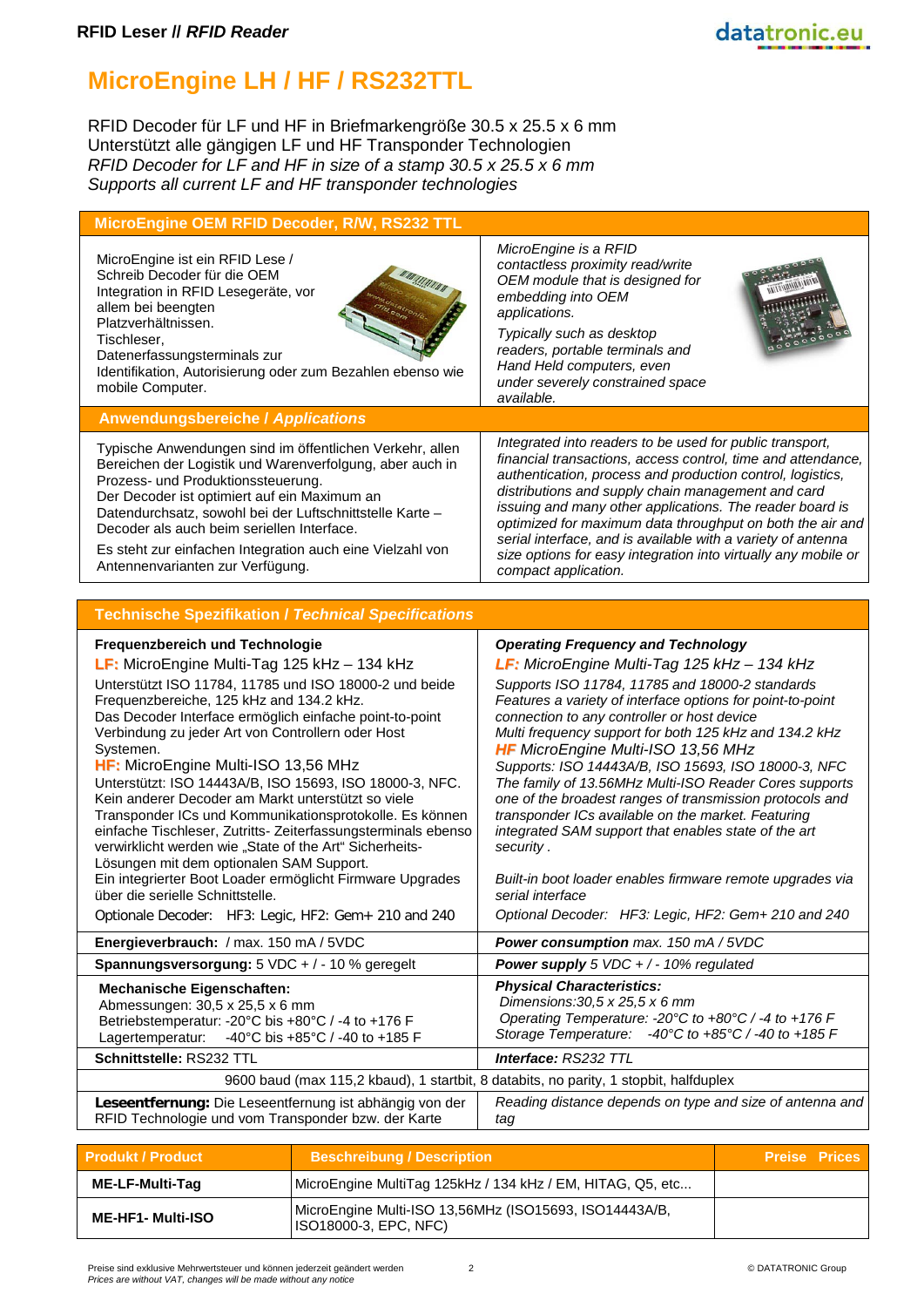# MicroEngine LH / HF / RS232TTL

RFID Decoder für LF und HF in Briefmarkengröße 30.5 x 25.5 x 6 mm
Unterstützt alle gängigen LF und HF Transponder Technologien
*RFID Decoder for LF and HF in size of a stamp 30.5 x 25.5 x 6 mm*
*Supports all current LF and HF transponder technologies*

## MicroEngine OEM RFID Decoder, R/W, RS232 TTL

| | |
|---|---|
| MicroEngine ist ein RFID Lese / Schreib Decoder für die OEM Integration in RFID Lesegeräte, vor allem bei beengten Platzverhältnissen. Tischleser, Datenerfassungsterminals zur Identifikation, Autorisierung oder zum Bezahlen ebenso wie mobile Computer. | *MicroEngine is a RFID contactless proximity read/write OEM module that is designed for embedding into OEM applications.* *Typically such as desktop readers, portable terminals and Hand Held computers, even under severely constrained space available.* |

## Anwendungsbereiche / *Applications*

| | |
|---|---|
| Typische Anwendungen sind im öffentlichen Verkehr, allen Bereichen der Logistik und Warenverfolgung, aber auch in Prozess- und Produktionssteuerung. Der Decoder ist optimiert auf ein Maximum an Datendurchsatz, sowohl bei der Luftschnittstelle Karte – Decoder als auch beim seriellen Interface. Es steht zur einfachen Integration auch eine Vielzahl von Antennenvarianten zur Verfügung. | *Integrated into readers to be used for public transport, financial transactions, access control, time and attendance, authentication, process and production control, logistics, distributions and supply chain management and card issuing and many other applications. The reader board is optimized for maximum data throughput on both the air and serial interface, and is available with a variety of antenna size options for easy integration into virtually any mobile or compact application.* |

## Technische Spezifikation / *Technical Specifications*

| | |
|---|---|
| **Frequenzbereich und Technologie**<br>**LF:** MicroEngine Multi-Tag 125 kHz – 134 kHz<br>Unterstützt ISO 11784, 11785 und ISO 18000-2 und beide Frequenzbereiche, 125 kHz and 134.2 kHz.<br>Das Decoder Interface ermöglich einfache point-to-point Verbindung zu jeder Art von Controllern oder Host Systemen.<br>**HF:** MicroEngine Multi-ISO 13,56 MHz<br>Unterstützt: ISO 14443A/B, ISO 15693, ISO 18000-3, NFC. Kein anderer Decoder am Markt unterstützt so viele Transponder ICs und Kommunikationsprotokolle. Es können einfache Tischleser, Zutritts- Zeiterfassungsterminals ebenso verwirklicht werden wie „State of the Art" Sicherheits-Lösungen mit dem optionalen SAM Support.<br>Ein integrierter Boot Loader ermöglicht Firmware Upgrades über die serielle Schnittstelle.<br>Optionale Decoder: HF3: Legic, HF2: Gem+ 210 and 240 | ***Operating Frequency and Technology***<br>***LF:*** *MicroEngine Multi-Tag 125 kHz – 134 kHz*<br>*Supports ISO 11784, 11785 and 18000-2 standards*<br>*Features a variety of interface options for point-to-point connection to any controller or host device*<br>*Multi frequency support for both 125 kHz and 134.2 kHz*<br>***HF*** *MicroEngine Multi-ISO 13,56 MHz*<br>*Supports: ISO 14443A/B, ISO 15693, ISO 18000-3, NFC*<br>*The family of 13.56MHz Multi-ISO Reader Cores supports one of the broadest ranges of transmission protocols and transponder ICs available on the market. Featuring integrated SAM support that enables state of the art security .*<br>*Built-in boot loader enables firmware remote upgrades via serial interface*<br>*Optional Decoder: HF3: Legic, HF2: Gem+ 210 and 240* |
| **Energieverbrauch:** / max. 150 mA / 5VDC | ***Power consumption*** *max. 150 mA / 5VDC* |
| **Spannungsversorgung:** 5 VDC + / - 10 % geregelt | ***Power supply*** *5 VDC + / - 10% regulated* |
| **Mechanische Eigenschaften:**<br>Abmessungen: 30,5 x 25,5 x 6 mm<br>Betriebstemperatur: -20°C bis +80°C / -4 to +176 F<br>Lagertemperatur: -40°C bis +85°C / -40 to +185 F | ***Physical Characteristics:***<br>*Dimensions:30,5 x 25,5 x 6 mm*<br>*Operating Temperature: -20°C to +80°C / -4 to +176 F*<br>*Storage Temperature: -40°C to +85°C / -40 to +185 F* |
| **Schnittstelle:** RS232 TTL | ***Interface:*** *RS232 TTL* |
| 9600 baud (max 115,2 kbaud), 1 startbit, 8 databits, no parity, 1 stopbit, halfduplex | |
| **Leseentfernung:** Die Leseentfernung ist abhängig von der RFID Technologie und vom Transponder bzw. der Karte | *Reading distance depends on type and size of antenna and tag* |

| Produkt / Product | Beschreibung / Description | Preise Prices |
|---|---|---|
| **ME-LF-Multi-Tag** | MicroEngine MultiTag 125kHz / 134 kHz / EM, HITAG, Q5, etc... | |
| **ME-HF1- Multi-ISO** | MicroEngine Multi-ISO 13,56MHz (ISO15693, ISO14443A/B, ISO18000-3, EPC, NFC) | |

Preise sind exklusive Mehrwertsteuer und können jederzeit geändert werden
*Prices are without VAT, changes will be made without any notice*

© DATATRONIC Group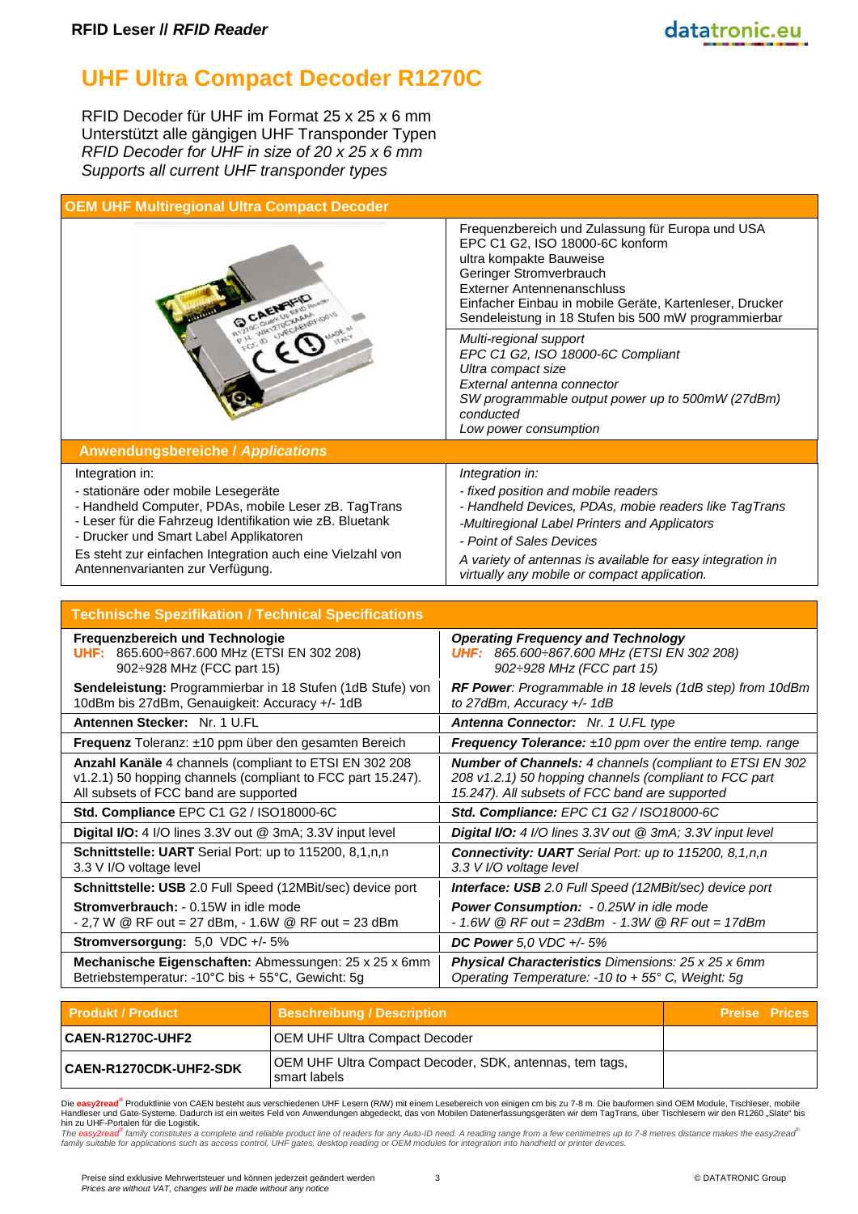# UHF Ultra Compact Decoder R1270C

RFID Decoder für UHF im Format 25 x 25 x 6 mm
Unterstützt alle gängigen UHF Transponder Typen
*RFID Decoder for UHF in size of 20 x 25 x 6 mm*
*Supports all current UHF transponder types*

## OEM UHF Multiregional Ultra Compact Decoder

Frequenzbereich und Zulassung für Europa und USA
EPC C1 G2, ISO 18000-6C konform
ultra kompakte Bauweise
Geringer Stromverbrauch
Externer Antennenanschluss
Einfacher Einbau in mobile Geräte, Kartenleser, Drucker
Sendeleistung in 18 Stufen bis 500 mW programmierbar

*Multi-regional support*
*EPC C1 G2, ISO 18000-6C Compliant*
*Ultra compact size*
*External antenna connector*
*SW programmable output power up to 500mW (27dBm) conducted*
*Low power consumption*

### Anwendungsbereiche / *Applications*

| Integration in: | *Integration in:* |
|---|---|
| - stationäre oder mobile Lesegeräte<br>- Handheld Computer, PDAs, mobile Leser zB. TagTrans<br>- Leser für die Fahrzeug Identifikation wie zB. Bluetank<br>- Drucker und Smart Label Applikatoren | *- fixed position and mobile readers*<br>*- Handheld Devices, PDAs, mobie readers like TagTrans*<br>*-Multiregional Label Printers and Applicators*<br>*- Point of Sales Devices* |
| Es steht zur einfachen Integration auch eine Vielzahl von Antennenvarianten zur Verfügung. | *A variety of antennas is available for easy integration in virtually any mobile or compact application.* |

## Technische Spezifikation / Technical Specifications

| Technische Spezifikation | *Technical Specifications* |
|---|---|
| **Frequenzbereich und Technologie**<br>**UHF:** 865.600÷867.600 MHz (ETSI EN 302 208)<br>902÷928 MHz (FCC part 15) | ***Operating Frequency and Technology***<br>***UHF:*** *865.600÷867.600 MHz (ETSI EN 302 208)*<br>*902÷928 MHz (FCC part 15)* |
| **Sendeleistung:** Programmierbar in 18 Stufen (1dB Stufe) von 10dBm bis 27dBm, Genauigkeit: Accuracy +/- 1dB | ***RF Power**: Programmable in 18 levels (1dB step) from 10dBm to 27dBm, Accuracy +/- 1dB* |
| **Antennen Stecker:** Nr. 1 U.FL | ***Antenna Connector:** Nr. 1 U.FL type* |
| **Frequenz** Toleranz: ±10 ppm über den gesamten Bereich | ***Frequency Tolerance:** ±10 ppm over the entire temp. range* |
| **Anzahl Kanäle** 4 channels (compliant to ETSI EN 302 208 v1.2.1) 50 hopping channels (compliant to FCC part 15.247). All subsets of FCC band are supported | ***Number of Channels:** 4 channels (compliant to ETSI EN 302 208 v1.2.1) 50 hopping channels (compliant to FCC part 15.247). All subsets of FCC band are supported* |
| **Std. Compliance** EPC C1 G2 / ISO18000-6C | ***Std. Compliance:** EPC C1 G2 / ISO18000-6C* |
| **Digital I/O:** 4 I/O lines 3.3V out @ 3mA; 3.3V input level | ***Digital I/O:** 4 I/O lines 3.3V out @ 3mA; 3.3V input level* |
| **Schnittstelle: UART** Serial Port: up to 115200, 8,1,n,n 3.3 V I/O voltage level | ***Connectivity: UART** Serial Port: up to 115200, 8,1,n,n 3.3 V I/O voltage level* |
| **Schnittstelle: USB** 2.0 Full Speed (12MBit/sec) device port | ***Interface: USB** 2.0 Full Speed (12MBit/sec) device port* |
| **Stromverbrauch:** - 0.15W in idle mode<br>- 2,7 W @ RF out = 27 dBm, - 1.6W @ RF out = 23 dBm | ***Power Consumption:** - 0.25W in idle mode*<br>*- 1.6W @ RF out = 23dBm - 1.3W @ RF out = 17dBm* |
| **Stromversorgung:** 5,0 VDC +/- 5% | ***DC Power** 5,0 VDC +/- 5%* |
| **Mechanische Eigenschaften:** Abmessungen: 25 x 25 x 6mm Betriebstemperatur: -10°C bis + 55°C, Gewicht: 5g | ***Physical Characteristics** Dimensions: 25 x 25 x 6mm Operating Temperature: -10 to + 55° C, Weight: 5g* |

| Produkt / Product | Beschreibung / Description | Preise Prices |
|---|---|---|
| **CAEN-R1270C-UHF2** | OEM UHF Ultra Compact Decoder | |
| **CAEN-R1270CDK-UHF2-SDK** | OEM UHF Ultra Compact Decoder, SDK, antennas, tem tags, smart labels | |

Die **easy2read**® Produktlinie von CAEN besteht aus verschiedenen UHF Lesern (R/W) mit einem Lesebereich von einigen cm bis zu 7-8 m. Die bauformen sind OEM Module, Tischleser, mobile Handleser und Gate-Systeme. Dadurch ist ein weites Feld von Anwendungen abgedeckt, das von Mobilen Datenerfassungsgeräten wir dem TagTrans, über Tischlesern wir den R1260 „Slate“ bis hin zu UHF-Portalen für die Logistik.
*The **easy2read**® family constitutes a complete and reliable product line of readers for any Auto-ID need. A reading range from a few centimetres up to 7-8 metres distance makes the easy2read® family suitable for applications such as access control, UHF gates, desktop reading or OEM modules for integration into handheld or printer devices.*

Preise sind exklusive Mehrwertsteuer und können jederzeit geändert werden
*Prices are without VAT, changes will be made without any notice*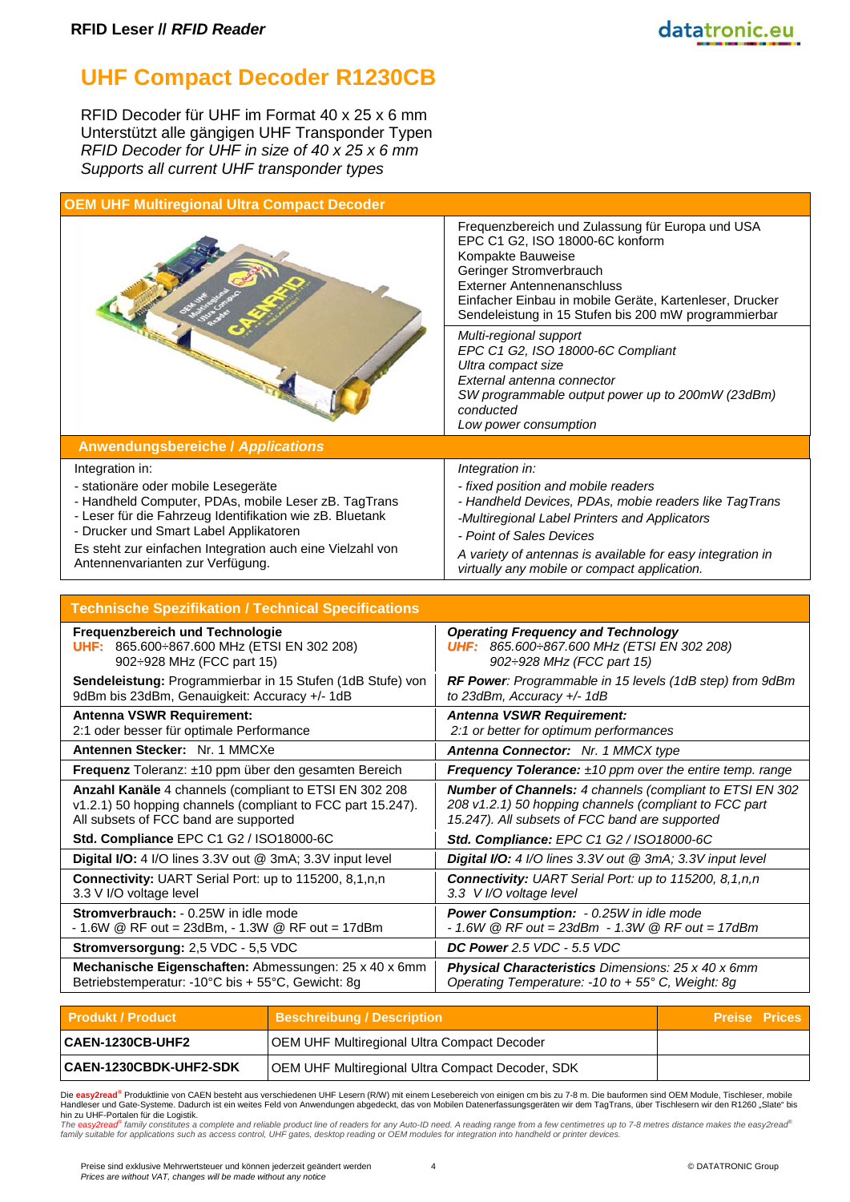# UHF Compact Decoder R1230CB

RFID Decoder für UHF im Format 40 x 25 x 6 mm
Unterstützt alle gängigen UHF Transponder Typen
*RFID Decoder for UHF in size of 40 x 25 x 6 mm*
*Supports all current UHF transponder types*

## OEM UHF Multiregional Ultra Compact Decoder

Frequenzbereich und Zulassung für Europa und USA
EPC C1 G2, ISO 18000-6C konform
Kompakte Bauweise
Geringer Stromverbrauch
Externer Antennenanschluss
Einfacher Einbau in mobile Geräte, Kartenleser, Drucker
Sendeleistung in 15 Stufen bis 200 mW programmierbar

*Multi-regional support*
*EPC C1 G2, ISO 18000-6C Compliant*
*Ultra compact size*
*External antenna connector*
*SW programmable output power up to 200mW (23dBm) conducted*
*Low power consumption*

### Anwendungsbereiche / *Applications*

Integration in:
- stationäre oder mobile Lesegeräte
- Handheld Computer, PDAs, mobile Leser zB. TagTrans
- Leser für die Fahrzeug Identifikation wie zB. Bluetank
- Drucker und Smart Label Applikatoren

Es steht zur einfachen Integration auch eine Vielzahl von Antennenvarianten zur Verfügung.

*Integration in:*
- *fixed position and mobile readers*
- *Handheld Devices, PDAs, mobie readers like TagTrans*
- *Multiregional Label Printers and Applicators*
- *Point of Sales Devices*

*A variety of antennas is available for easy integration in virtually any mobile or compact application.*

## Technische Spezifikation / Technical Specifications

| Technische Spezifikation | Technical Specifications |
|---|---|
| **Frequenzbereich und Technologie** **UHF:** 865.600÷867.600 MHz (ETSI EN 302 208) 902÷928 MHz (FCC part 15) | ***Operating Frequency and Technology*** ***UHF:*** *865.600÷867.600 MHz (ETSI EN 302 208) 902÷928 MHz (FCC part 15)* |
| **Sendeleistung:** Programmierbar in 15 Stufen (1dB Stufe) von 9dBm bis 23dBm, Genauigkeit: Accuracy +/- 1dB | ***RF Power**: Programmable in 15 levels (1dB step) from 9dBm to 23dBm, Accuracy +/- 1dB* |
| **Antenna VSWR Requirement:** 2:1 oder besser für optimale Performance | ***Antenna VSWR Requirement:*** *2:1 or better for optimum performances* |
| **Antennen Stecker:** Nr. 1 MMCXe | ***Antenna Connector:*** *Nr. 1 MMCX type* |
| **Frequenz** Toleranz: ±10 ppm über den gesamten Bereich | ***Frequency Tolerance:*** *±10 ppm over the entire temp. range* |
| **Anzahl Kanäle** 4 channels (compliant to ETSI EN 302 208 v1.2.1) 50 hopping channels (compliant to FCC part 15.247). All subsets of FCC band are supported | ***Number of Channels:*** *4 channels (compliant to ETSI EN 302 208 v1.2.1) 50 hopping channels (compliant to FCC part 15.247). All subsets of FCC band are supported* |
| **Std. Compliance** EPC C1 G2 / ISO18000-6C | ***Std. Compliance:*** *EPC C1 G2 / ISO18000-6C* |
| **Digital I/O:** 4 I/O lines 3.3V out @ 3mA; 3.3V input level | ***Digital I/O:*** *4 I/O lines 3.3V out @ 3mA; 3.3V input level* |
| **Connectivity:** UART Serial Port: up to 115200, 8,1,n,n 3.3 V I/O voltage level | ***Connectivity:*** *UART Serial Port: up to 115200, 8,1,n,n 3.3 V I/O voltage level* |
| **Stromverbrauch:** - 0.25W in idle mode - 1.6W @ RF out = 23dBm, - 1.3W @ RF out = 17dBm | ***Power Consumption:*** *- 0.25W in idle mode - 1.6W @ RF out = 23dBm - 1.3W @ RF out = 17dBm* |
| **Stromversorgung:** 2,5 VDC - 5,5 VDC | ***DC Power*** *2.5 VDC - 5.5 VDC* |
| **Mechanische Eigenschaften:** Abmessungen: 25 x 40 x 6mm Betriebstemperatur: -10°C bis + 55°C, Gewicht: 8g | ***Physical Characteristics*** *Dimensions: 25 x 40 x 6mm Operating Temperature: -10 to + 55° C, Weight: 8g* |

| Produkt / Product | Beschreibung / Description | Preise Prices |
|---|---|---|
| **CAEN-1230CB-UHF2** | OEM UHF Multiregional Ultra Compact Decoder | |
| **CAEN-1230CBDK-UHF2-SDK** | OEM UHF Multiregional Ultra Compact Decoder, SDK | |

Die **easy2read®** Produktlinie von CAEN besteht aus verschiedenen UHF Lesern (R/W) mit einem Lesebereich von einigen cm bis zu 7-8 m. Die bauformen sind OEM Module, Tischleser, mobile Handleser und Gate-Systeme. Dadurch ist ein weites Feld von Anwendungen abgedeckt, das von Mobilen Datenerfassungsgeräten wir dem TagTrans, über Tischlesern wir den R1260 „Slate“ bis hin zu UHF-Portalen für die Logistik.

*The easy2read® family constitutes a complete and reliable product line of readers for any Auto-ID need. A reading range from a few centimetres up to 7-8 metres distance makes the easy2read® family suitable for applications such as access control, UHF gates, desktop reading or OEM modules for integration into handheld or printer devices.*

Preise sind exklusive Mehrwertsteuer und können jederzeit geändert werden
*Prices are without VAT, changes will be made without any notice*

© DATATRONIC Group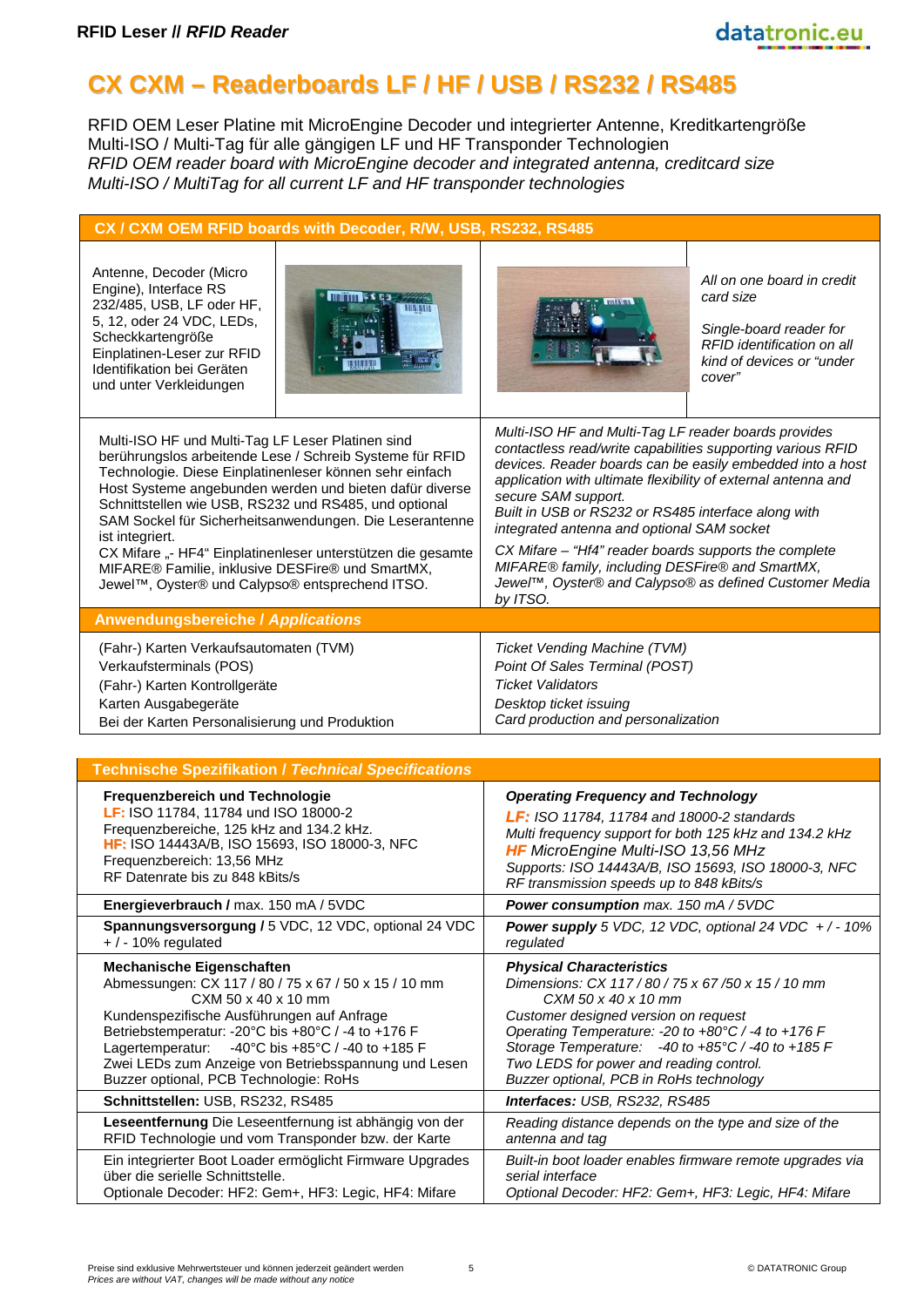# CX CXM – Readerboards LF / HF / USB / RS232 / RS485

RFID OEM Leser Platine mit MicroEngine Decoder und integrierter Antenne, Kreditkartengröße
Multi-ISO / Multi-Tag für alle gängigen LF und HF Transponder Technologien
*RFID OEM reader board with MicroEngine decoder and integrated antenna, creditcard size*
*Multi-ISO / MultiTag for all current LF and HF transponder technologies*

## CX / CXM OEM RFID boards with Decoder, R/W, USB, RS232, RS485

Antenne, Decoder (Micro Engine), Interface RS 232/485, USB, LF oder HF, 5, 12, oder 24 VDC, LEDs, Scheckkartengröße Einplatinen-Leser zur RFID Identifikation bei Geräten und unter Verkleidungen

*All on one board in credit card size*

*Single-board reader for RFID identification on all kind of devices or "under cover"*

Multi-ISO HF und Multi-Tag LF Leser Platinen sind berührungslos arbeitende Lese / Schreib Systeme für RFID Technologie. Diese Einplatinenleser können sehr einfach Host Systeme angebunden werden und bieten dafür diverse Schnittstellen wie USB, RS232 und RS485, und optional SAM Sockel für Sicherheitsanwendungen. Die Leserantenne ist integriert.
CX Mifare „- HF4" Einplatinenleser unterstützen die gesamte MIFARE® Familie, inklusive DESFire® und SmartMX, Jewel™, Oyster® und Calypso® entsprechend ITSO.

*Multi-ISO HF and Multi-Tag LF reader boards provides contactless read/write capabilities supporting various RFID devices. Reader boards can be easily embedded into a host application with ultimate flexibility of external antenna and secure SAM support.*
*Built in USB or RS232 or RS485 interface along with integrated antenna and optional SAM socket*

*CX Mifare – "Hf4" reader boards supports the complete MIFARE® family, including DESFire® and SmartMX, Jewel™, Oyster® and Calypso® as defined Customer Media by ITSO.*

### Anwendungsbereiche / *Applications*

| | |
|---|---|
| (Fahr-) Karten Verkaufsautomaten (TVM) | *Ticket Vending Machine (TVM)* |
| Verkaufsterminals (POS) | *Point Of Sales Terminal (POST)* |
| (Fahr-) Karten Kontrollgeräte | *Ticket Validators* |
| Karten Ausgabegeräte | *Desktop ticket issuing* |
| Bei der Karten Personalisierung und Produktion | *Card production and personalization* |

## Technische Spezifikation / *Technical Specifications*

| | |
|---|---|
| **Frequenzbereich und Technologie**<br>LF: ISO 11784, 11784 und ISO 18000-2<br>Frequenzbereiche, 125 kHz and 134.2 kHz.<br>HF: ISO 14443A/B, ISO 15693, ISO 18000-3, NFC<br>Frequenzbereich: 13,56 MHz<br>RF Datenrate bis zu 848 kBits/s | ***Operating Frequency and Technology***<br>*LF: ISO 11784, 11784 and 18000-2 standards*<br>*Multi frequency support for both 125 kHz and 134.2 kHz*<br>*HF MicroEngine Multi-ISO 13,56 MHz*<br>*Supports: ISO 14443A/B, ISO 15693, ISO 18000-3, NFC*<br>*RF transmission speeds up to 848 kBits/s* |
| **Energieverbrauch /** max. 150 mA / 5VDC | ***Power consumption*** *max. 150 mA / 5VDC* |
| **Spannungsversorgung /** 5 VDC, 12 VDC, optional 24 VDC + / - 10% regulated | ***Power supply*** *5 VDC, 12 VDC, optional 24 VDC + / - 10% regulated* |
| **Mechanische Eigenschaften**<br>Abmessungen: CX 117 / 80 / 75 x 67 / 50 x 15 / 10 mm<br>CXM 50 x 40 x 10 mm<br>Kundenspezifische Ausführungen auf Anfrage<br>Betriebstemperatur: -20°C bis +80°C / -4 to +176 F<br>Lagertemperatur: -40°C bis +85°C / -40 to +185 F<br>Zwei LEDs zum Anzeige von Betriebsspannung und Lesen<br>Buzzer optional, PCB Technologie: RoHs | ***Physical Characteristics***<br>*Dimensions: CX 117 / 80 / 75 x 67 /50 x 15 / 10 mm*<br>*CXM 50 x 40 x 10 mm*<br>*Customer designed version on request*<br>*Operating Temperature: -20 to +80°C / -4 to +176 F*<br>*Storage Temperature: -40 to +85°C / -40 to +185 F*<br>*Two LEDS for power and reading control.*<br>*Buzzer optional, PCB in RoHs technology* |
| **Schnittstellen:** USB, RS232, RS485 | ***Interfaces:*** *USB, RS232, RS485* |
| **Leseentfernung** Die Leseentfernung ist abhängig von der RFID Technologie und vom Transponder bzw. der Karte | *Reading distance depends on the type and size of the antenna and tag* |
| Ein integrierter Boot Loader ermöglicht Firmware Upgrades über die serielle Schnittstelle.<br>Optionale Decoder: HF2: Gem+, HF3: Legic, HF4: Mifare | *Built-in boot loader enables firmware remote upgrades via serial interface*<br>*Optional Decoder: HF2: Gem+, HF3: Legic, HF4: Mifare* |

Preise sind exklusive Mehrwertsteuer und können jederzeit geändert werden
*Prices are without VAT, changes will be made without any notice*

© DATATRONIC Group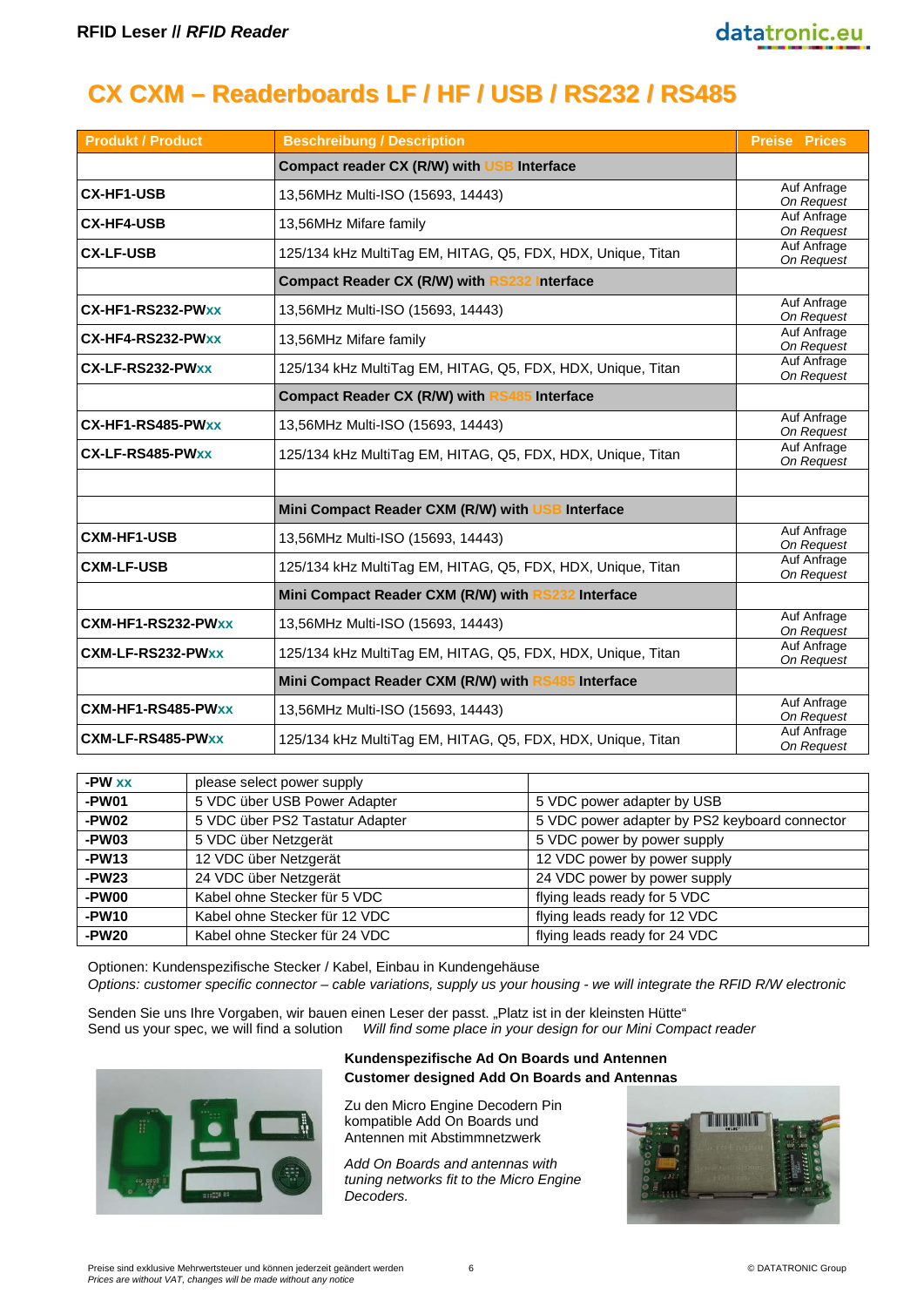# CX CXM – Readerboards LF / HF / USB / RS232 / RS485

| Produkt / Product | Beschreibung / Description | Preise Prices |
|---|---|---|
| | **Compact reader CX (R/W) with USB Interface** | |
| **CX-HF1-USB** | 13,56MHz Multi-ISO (15693, 14443) | Auf Anfrage *On Request* |
| **CX-HF4-USB** | 13,56MHz Mifare family | Auf Anfrage *On Request* |
| **CX-LF-USB** | 125/134 kHz MultiTag EM, HITAG, Q5, FDX, HDX, Unique, Titan | Auf Anfrage *On Request* |
| | **Compact Reader CX (R/W) with RS232 Interface** | |
| **CX-HF1-RS232-PWxx** | 13,56MHz Multi-ISO (15693, 14443) | Auf Anfrage *On Request* |
| **CX-HF4-RS232-PWxx** | 13,56MHz Mifare family | Auf Anfrage *On Request* |
| **CX-LF-RS232-PWxx** | 125/134 kHz MultiTag EM, HITAG, Q5, FDX, HDX, Unique, Titan | Auf Anfrage *On Request* |
| | **Compact Reader CX (R/W) with RS485 Interface** | |
| **CX-HF1-RS485-PWxx** | 13,56MHz Multi-ISO (15693, 14443) | Auf Anfrage *On Request* |
| **CX-LF-RS485-PWxx** | 125/134 kHz MultiTag EM, HITAG, Q5, FDX, HDX, Unique, Titan | Auf Anfrage *On Request* |
| | | |
| | **Mini Compact Reader CXM (R/W) with USB Interface** | |
| **CXM-HF1-USB** | 13,56MHz Multi-ISO (15693, 14443) | Auf Anfrage *On Request* |
| **CXM-LF-USB** | 125/134 kHz MultiTag EM, HITAG, Q5, FDX, HDX, Unique, Titan | Auf Anfrage *On Request* |
| | **Mini Compact Reader CXM (R/W) with RS232 Interface** | |
| **CXM-HF1-RS232-PWxx** | 13,56MHz Multi-ISO (15693, 14443) | Auf Anfrage *On Request* |
| **CXM-LF-RS232-PWxx** | 125/134 kHz MultiTag EM, HITAG, Q5, FDX, HDX, Unique, Titan | Auf Anfrage *On Request* |
| | **Mini Compact Reader CXM (R/W) with RS485 Interface** | |
| **CXM-HF1-RS485-PWxx** | 13,56MHz Multi-ISO (15693, 14443) | Auf Anfrage *On Request* |
| **CXM-LF-RS485-PWxx** | 125/134 kHz MultiTag EM, HITAG, Q5, FDX, HDX, Unique, Titan | Auf Anfrage *On Request* |

| **-PW xx** | please select power supply | |
|---|---|---|
| **-PW01** | 5 VDC über USB Power Adapter | 5 VDC power adapter by USB |
| **-PW02** | 5 VDC über PS2 Tastatur Adapter | 5 VDC power adapter by PS2 keyboard connector |
| **-PW03** | 5 VDC über Netzgerät | 5 VDC power by power supply |
| **-PW13** | 12 VDC über Netzgerät | 12 VDC power by power supply |
| **-PW23** | 24 VDC über Netzgerät | 24 VDC power by power supply |
| **-PW00** | Kabel ohne Stecker für 5 VDC | flying leads ready for 5 VDC |
| **-PW10** | Kabel ohne Stecker für 12 VDC | flying leads ready for 12 VDC |
| **-PW20** | Kabel ohne Stecker für 24 VDC | flying leads ready for 24 VDC |

Optionen: Kundenspezifische Stecker / Kabel, Einbau in Kundengehäuse
*Options: customer specific connector – cable variations, supply us your housing - we will integrate the RFID R/W electronic*

Senden Sie uns Ihre Vorgaben, wir bauen einen Leser der passt. „Platz ist in der kleinsten Hütte"
Send us your spec, we will find a solution *Will find some place in your design for our Mini Compact reader*

**Kundenspezifische Ad On Boards und Antennen**
**Customer designed Add On Boards and Antennas**

Zu den Micro Engine Decodern Pin kompatible Add On Boards und Antennen mit Abstimmnetzwerk

*Add On Boards and antennas with tuning networks fit to the Micro Engine Decoders.*

Preise sind exklusive Mehrwertsteuer und können jederzeit geändert werden
*Prices are without VAT, changes will be made without any notice*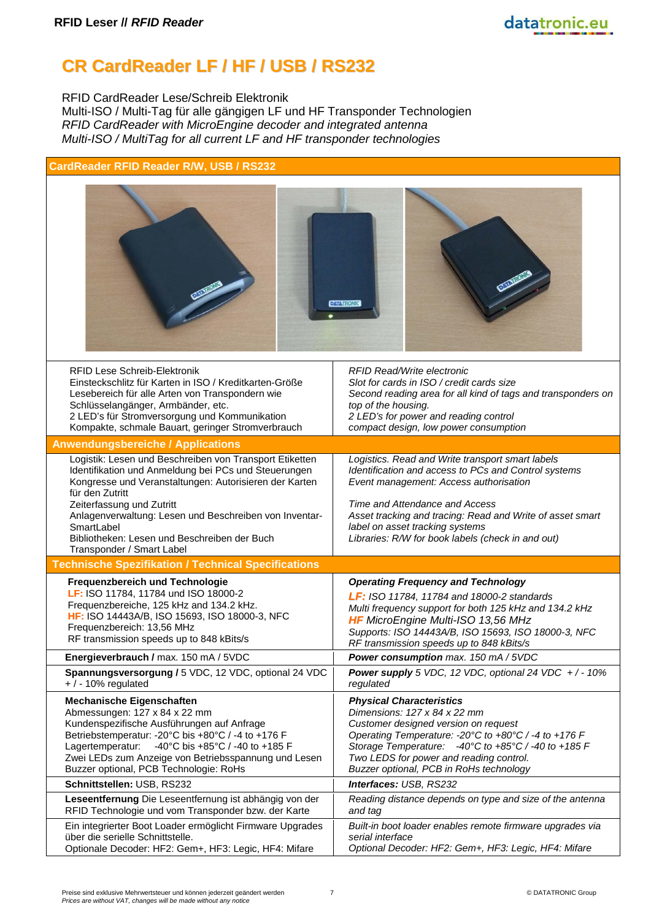# CR CardReader LF / HF / USB / RS232

RFID CardReader Lese/Schreib Elektronik
Multi-ISO / Multi-Tag für alle gängigen LF und HF Transponder Technologien
*RFID CardReader with MicroEngine decoder and integrated antenna*
*Multi-ISO / MultiTag for all current LF and HF transponder technologies*

## CardReader RFID Reader R/W, USB / RS232

| | |
|---|---|
| RFID Lese Schreib-Elektronik<br>Einsteckschlitz für Karten in ISO / Kreditkarten-Größe<br>Lesebereich für alle Arten von Transpondern wie Schlüsselangänger, Armbänder, etc.<br>2 LED's für Stromversorgung und Kommunikation<br>Kompakte, schmale Bauart, geringer Stromverbrauch | *RFID Read/Write electronic*<br>*Slot for cards in ISO / credit cards size*<br>*Second reading area for all kind of tags and transponders on top of the housing.*<br>*2 LED's for power and reading control*<br>*compact design, low power consumption* |
| **Anwendungsbereiche / Applications** | |
| Logistik: Lesen und Beschreiben von Transport Etiketten<br>Identifikation und Anmeldung bei PCs und Steuerungen<br>Kongresse und Veranstaltungen: Autorisieren der Karten für den Zutritt<br>Zeiterfassung und Zutritt<br>Anlagenverwaltung: Lesen und Beschreiben von Inventar-SmartLabel<br>Bibliotheken: Lesen und Beschreiben der Buch Transponder / Smart Label | *Logistics. Read and Write transport smart labels*<br>*Identification and access to PCs and Control systems*<br>*Event management: Access authorisation*<br><br>*Time and Attendance and Access*<br>*Asset tracking and tracing: Read and Write of asset smart label on asset tracking systems*<br>*Libraries: R/W for book labels (check in and out)* |
| **Technische Spezifikation / Technical Specifications** | |
| **Frequenzbereich und Technologie**<br>**LF:** ISO 11784, 11784 und ISO 18000-2<br>Frequenzbereiche, 125 kHz and 134.2 kHz.<br>**HF:** ISO 14443A/B, ISO 15693, ISO 18000-3, NFC<br>Frequenzbereich: 13,56 MHz<br>RF transmission speeds up to 848 kBits/s | ***Operating Frequency and Technology***<br>***LF:*** *ISO 11784, 11784 and 18000-2 standards*<br>*Multi frequency support for both 125 kHz and 134.2 kHz*<br>***HF*** *MicroEngine Multi-ISO 13,56 MHz*<br>*Supports: ISO 14443A/B, ISO 15693, ISO 18000-3, NFC*<br>*RF transmission speeds up to 848 kBits/s* |
| **Energieverbrauch /** max. 150 mA / 5VDC | ***Power consumption*** *max. 150 mA / 5VDC* |
| **Spannungsversorgung /** 5 VDC, 12 VDC, optional 24 VDC + / - 10% regulated | ***Power supply*** *5 VDC, 12 VDC, optional 24 VDC + / - 10% regulated* |
| **Mechanische Eigenschaften**<br>Abmessungen: 127 x 84 x 22 mm<br>Kundenspezifische Ausführungen auf Anfrage<br>Betriebstemperatur: -20°C bis +80°C / -4 to +176 F<br>Lagertemperatur: -40°C bis +85°C / -40 to +185 F<br>Zwei LEDs zum Anzeige von Betriebsspannung und Lesen<br>Buzzer optional, PCB Technologie: RoHs | ***Physical Characteristics***<br>*Dimensions: 127 x 84 x 22 mm*<br>*Customer designed version on request*<br>*Operating Temperature: -20°C to +80°C / -4 to +176 F*<br>*Storage Temperature: -40°C to +85°C / -40 to +185 F*<br>*Two LEDS for power and reading control.*<br>*Buzzer optional, PCB in RoHs technology* |
| **Schnittstellen:** USB, RS232 | ***Interfaces:*** *USB, RS232* |
| **Leseentfernung** Die Leseentfernung ist abhängig von der RFID Technologie und vom Transponder bzw. der Karte | *Reading distance depends on type and size of the antenna and tag* |
| Ein integrierter Boot Loader ermöglicht Firmware Upgrades über die serielle Schnittstelle.<br>Optionale Decoder: HF2: Gem+, HF3: Legic, HF4: Mifare | *Built-in boot loader enables remote firmware upgrades via serial interface*<br>*Optional Decoder: HF2: Gem+, HF3: Legic, HF4: Mifare* |

Preise sind exklusive Mehrwertsteuer und können jederzeit geändert werden
*Prices are without VAT, changes will be made without any notice*

© DATATRONIC Group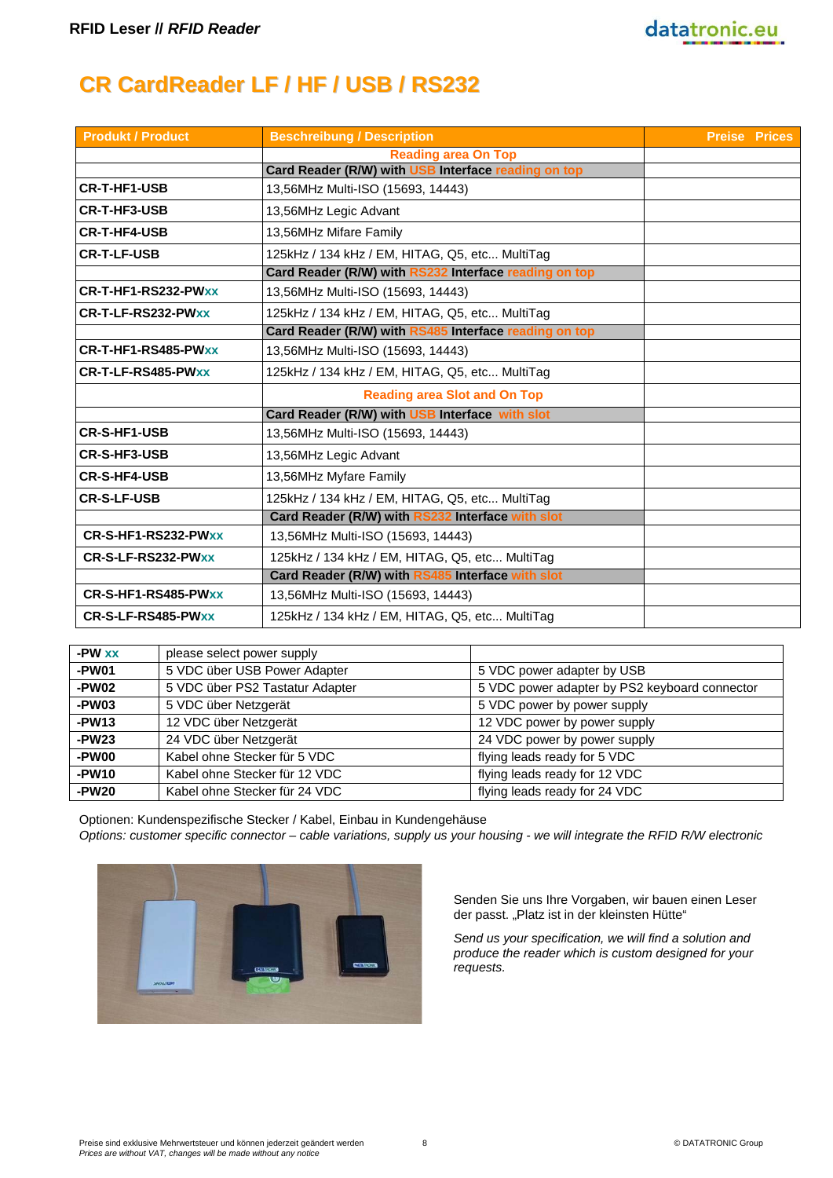RFID Leser // *RFID Reader*

# CR CardReader LF / HF / USB / RS232

| Produkt / Product | Beschreibung / Description | Preise Prices |
|---|---|---|
| | Reading area On Top | |
| | **Card Reader (R/W) with USB Interface reading on top** | |
| **CR-T-HF1-USB** | 13,56MHz Multi-ISO (15693, 14443) | |
| **CR-T-HF3-USB** | 13,56MHz Legic Advant | |
| **CR-T-HF4-USB** | 13,56MHz Mifare Family | |
| **CR-T-LF-USB** | 125kHz / 134 kHz / EM, HITAG, Q5, etc... MultiTag | |
| | **Card Reader (R/W) with RS232 Interface reading on top** | |
| **CR-T-HF1-RS232-PWxx** | 13,56MHz Multi-ISO (15693, 14443) | |
| **CR-T-LF-RS232-PWxx** | 125kHz / 134 kHz / EM, HITAG, Q5, etc... MultiTag | |
| | **Card Reader (R/W) with RS485 Interface reading on top** | |
| **CR-T-HF1-RS485-PWxx** | 13,56MHz Multi-ISO (15693, 14443) | |
| **CR-T-LF-RS485-PWxx** | 125kHz / 134 kHz / EM, HITAG, Q5, etc... MultiTag | |
| | Reading area Slot and On Top | |
| | **Card Reader (R/W) with USB Interface with slot** | |
| **CR-S-HF1-USB** | 13,56MHz Multi-ISO (15693, 14443) | |
| **CR-S-HF3-USB** | 13,56MHz Legic Advant | |
| **CR-S-HF4-USB** | 13,56MHz Myfare Family | |
| **CR-S-LF-USB** | 125kHz / 134 kHz / EM, HITAG, Q5, etc... MultiTag | |
| | **Card Reader (R/W) with RS232 Interface with slot** | |
| **CR-S-HF1-RS232-PWxx** | 13,56MHz Multi-ISO (15693, 14443) | |
| **CR-S-LF-RS232-PWxx** | 125kHz / 134 kHz / EM, HITAG, Q5, etc... MultiTag | |
| | **Card Reader (R/W) with RS485 Interface with slot** | |
| **CR-S-HF1-RS485-PWxx** | 13,56MHz Multi-ISO (15693, 14443) | |
| **CR-S-LF-RS485-PWxx** | 125kHz / 134 kHz / EM, HITAG, Q5, etc... MultiTag | |

| **-PW xx** | please select power supply | |
|---|---|---|
| **-PW01** | 5 VDC über USB Power Adapter | 5 VDC power adapter by USB |
| **-PW02** | 5 VDC über PS2 Tastatur Adapter | 5 VDC power adapter by PS2 keyboard connector |
| **-PW03** | 5 VDC über Netzgerät | 5 VDC power by power supply |
| **-PW13** | 12 VDC über Netzgerät | 12 VDC power by power supply |
| **-PW23** | 24 VDC über Netzgerät | 24 VDC power by power supply |
| **-PW00** | Kabel ohne Stecker für 5 VDC | flying leads ready for 5 VDC |
| **-PW10** | Kabel ohne Stecker für 12 VDC | flying leads ready for 12 VDC |
| **-PW20** | Kabel ohne Stecker für 24 VDC | flying leads ready for 24 VDC |

Optionen: Kundenspezifische Stecker / Kabel, Einbau in Kundengehäuse

*Options: customer specific connector – cable variations, supply us your housing - we will integrate the RFID R/W electronic*

Senden Sie uns Ihre Vorgaben, wir bauen einen Leser der passt. „Platz ist in der kleinsten Hütte“

*Send us your specification, we will find a solution and produce the reader which is custom designed for your requests.*

Preise sind exklusive Mehrwertsteuer und können jederzeit geändert werden
*Prices are without VAT, changes will be made without any notice*

© DATATRONIC Group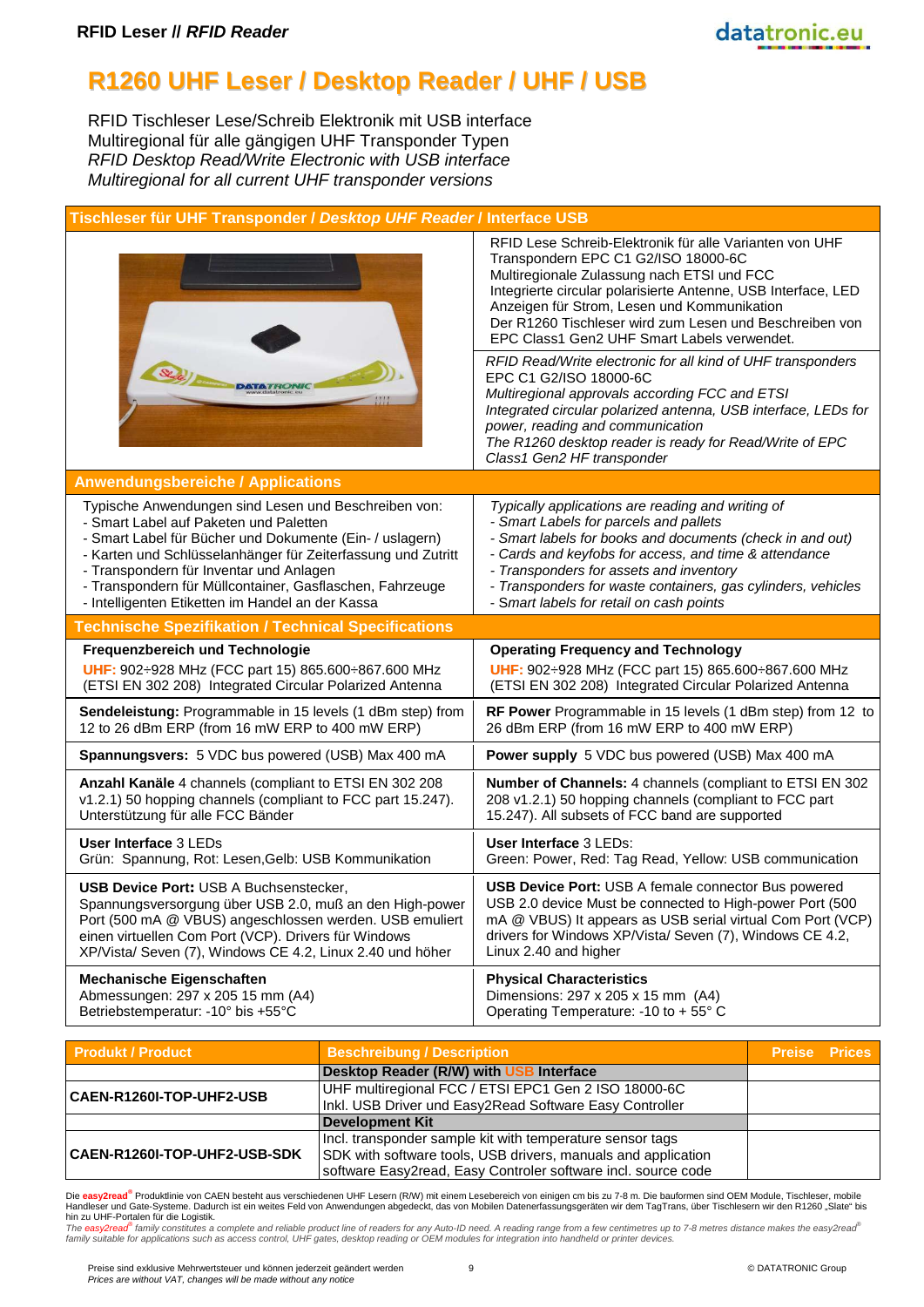# R1260 UHF Leser / Desktop Reader / UHF / USB

RFID Tischleser Lese/Schreib Elektronik mit USB interface
Multiregional für alle gängigen UHF Transponder Typen
*RFID Desktop Read/Write Electronic with USB interface*
*Multiregional for all current UHF transponder versions*

## Tischleser für UHF Transponder / *Desktop UHF Reader* / Interface USB

RFID Lese Schreib-Elektronik für alle Varianten von UHF Transpondern EPC C1 G2/ISO 18000-6C
Multiregionale Zulassung nach ETSI und FCC
Integrierte circular polarisierte Antenne, USB Interface, LED Anzeigen für Strom, Lesen und Kommunikation
Der R1260 Tischleser wird zum Lesen und Beschreiben von EPC Class1 Gen2 UHF Smart Labels verwendet.

*RFID Read/Write electronic for all kind of UHF transponders* EPC C1 G2/ISO 18000-6C
*Multiregional approvals according FCC and ETSI*
*Integrated circular polarized antenna, USB interface, LEDs for power, reading and communication*
*The R1260 desktop reader is ready for Read/Write of EPC Class1 Gen2 HF transponder*

## Anwendungsbereiche / Applications

Typische Anwendungen sind Lesen und Beschreiben von:
- Smart Label auf Paketen und Paletten
- Smart Label für Bücher und Dokumente (Ein- / uslagern)
- Karten und Schlüsselanhänger für Zeiterfassung und Zutritt
- Transpondern für Inventar und Anlagen
- Transpondern für Müllcontainer, Gasflaschen, Fahrzeuge
- Intelligenten Etiketten im Handel an der Kassa

*Typically applications are reading and writing of*
- *Smart Labels for parcels and pallets*
- *Smart labels for books and documents (check in and out)*
- *Cards and keyfobs for access, and time & attendance*
- *Transponders for assets and inventory*
- *Transponders for waste containers, gas cylinders, vehicles*
- *Smart labels for retail on cash points*

## Technische Spezifikation / Technical Specifications

| Deutsch | English |
|---|---|
| **Frequenzbereich und Technologie**<br>UHF: 902÷928 MHz (FCC part 15) 865.600÷867.600 MHz (ETSI EN 302 208) Integrated Circular Polarized Antenna | **Operating Frequency and Technology**<br>UHF: 902÷928 MHz (FCC part 15) 865.600÷867.600 MHz (ETSI EN 302 208) Integrated Circular Polarized Antenna |
| **Sendeleistung:** Programmable in 15 levels (1 dBm step) from 12 to 26 dBm ERP (from 16 mW ERP to 400 mW ERP) | **RF Power** Programmable in 15 levels (1 dBm step) from 12 to 26 dBm ERP (from 16 mW ERP to 400 mW ERP) |
| **Spannungsvers:** 5 VDC bus powered (USB) Max 400 mA | **Power supply** 5 VDC bus powered (USB) Max 400 mA |
| **Anzahl Kanäle** 4 channels (compliant to ETSI EN 302 208 v1.2.1) 50 hopping channels (compliant to FCC part 15.247). Unterstützung für alle FCC Bänder | **Number of Channels:** 4 channels (compliant to ETSI EN 302 208 v1.2.1) 50 hopping channels (compliant to FCC part 15.247). All subsets of FCC band are supported |
| **User Interface** 3 LEDs<br>Grün: Spannung, Rot: Lesen,Gelb: USB Kommunikation | **User Interface** 3 LEDs:<br>Green: Power, Red: Tag Read, Yellow: USB communication |
| **USB Device Port:** USB A Buchsenstecker, Spannungsversorgung über USB 2.0, muß an den High-power Port (500 mA @ VBUS) angeschlossen werden. USB emuliert einen virtuellen Com Port (VCP). Drivers für Windows XP/Vista/ Seven (7), Windows CE 4.2, Linux 2.40 und höher | **USB Device Port:** USB A female connector Bus powered USB 2.0 device Must be connected to High-power Port (500 mA @ VBUS) It appears as USB serial virtual Com Port (VCP) drivers for Windows XP/Vista/ Seven (7), Windows CE 4.2, Linux 2.40 and higher |
| **Mechanische Eigenschaften**<br>Abmessungen: 297 x 205 15 mm (A4)<br>Betriebstemperatur: -10° bis +55°C | **Physical Characteristics**<br>Dimensions: 297 x 205 x 15 mm (A4)<br>Operating Temperature: -10 to + 55° C |

| Produkt / Product | Beschreibung / Description | Preise Prices |
|---|---|---|
| | **Desktop Reader (R/W) with USB Interface** | |
| **CAEN-R1260I-TOP-UHF2-USB** | UHF multiregional FCC / ETSI EPC1 Gen 2 ISO 18000-6C<br>Inkl. USB Driver und Easy2Read Software Easy Controller | |
| | **Development Kit** | |
| **CAEN-R1260I-TOP-UHF2-USB-SDK** | Incl. transponder sample kit with temperature sensor tags<br>SDK with software tools, USB drivers, manuals and application software Easy2read, Easy Controler software incl. source code | |

Die **easy2read®** Produktlinie von CAEN besteht aus verschiedenen UHF Lesern (R/W) mit einem Lesebereich von einigen cm bis zu 7-8 m. Die bauformen sind OEM Module, Tischleser, mobile Handleser und Gate-Systeme. Dadurch ist ein weites Feld von Anwendungen abgedeckt, das von Mobilen Datenerfassungsgeräten wir dem TagTrans, über Tischlesern wir den R1260 „Slate" bis hin zu UHF-Portalen für die Logistik.
*The easy2read® family constitutes a complete and reliable product line of readers for any Auto-ID need. A reading range from a few centimetres up to 7-8 metres distance makes the easy2read® family suitable for applications such as access control, UHF gates, desktop reading or OEM modules for integration into handheld or printer devices.*

Preise sind exklusive Mehrwertsteuer und können jederzeit geändert werden
*Prices are without VAT, changes will be made without any notice*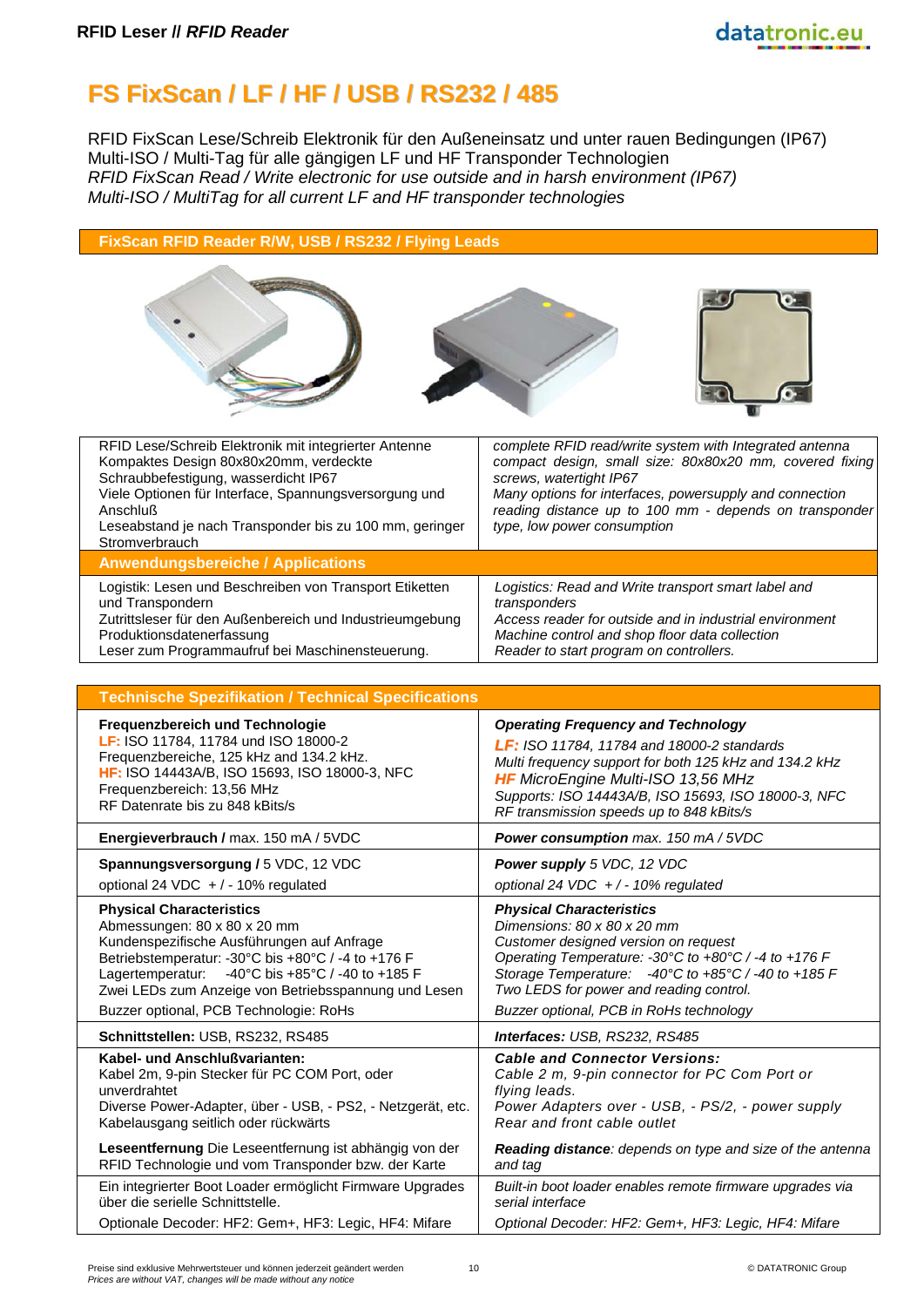# FS FixScan / LF / HF / USB / RS232 / 485

RFID FixScan Lese/Schreib Elektronik für den Außeneinsatz und unter rauen Bedingungen (IP67)
Multi-ISO / Multi-Tag für alle gängigen LF und HF Transponder Technologien
*RFID FixScan Read / Write electronic for use outside and in harsh environment (IP67)*
*Multi-ISO / MultiTag for all current LF and HF transponder technologies*

## FixScan RFID Reader R/W, USB / RS232 / Flying Leads

| | |
|---|---|
| RFID Lese/Schreib Elektronik mit integrierter Antenne<br>Kompaktes Design 80x80x20mm, verdeckte Schraubbefestigung, wasserdicht IP67<br>Viele Optionen für Interface, Spannungsversorgung und Anschluß<br>Leseabstand je nach Transponder bis zu 100 mm, geringer Stromverbrauch | *complete RFID read/write system with Integrated antenna*<br>*compact design, small size: 80x80x20 mm, covered fixing screws, watertight IP67*<br>*Many options for interfaces, powersupply and connection*<br>*reading distance up to 100 mm - depends on transponder type, low power consumption* |
| **Anwendungsbereiche / Applications** | |
| Logistik: Lesen und Beschreiben von Transport Etiketten und Transpondern<br>Zutrittsleser für den Außenbereich und Industrieumgebung<br>Produktionsdatenerfassung<br>Leser zum Programmaufruf bei Maschinensteuerung. | *Logistics: Read and Write transport smart label and transponders*<br>*Access reader for outside and in industrial environment*<br>*Machine control and shop floor data collection*<br>*Reader to start program on controllers.* |

## Technische Spezifikation / Technical Specifications

| | |
|---|---|
| **Frequenzbereich und Technologie**<br>**LF:** ISO 11784, 11784 und ISO 18000-2<br>Frequenzbereiche, 125 kHz and 134.2 kHz.<br>**HF:** ISO 14443A/B, ISO 15693, ISO 18000-3, NFC<br>Frequenzbereich: 13,56 MHz<br>RF Datenrate bis zu 848 kBits/s | ***Operating Frequency and Technology***<br>***LF:*** *ISO 11784, 11784 and 18000-2 standards*<br>*Multi frequency support for both 125 kHz and 134.2 kHz*<br>***HF*** *MicroEngine Multi-ISO 13,56 MHz*<br>*Supports: ISO 14443A/B, ISO 15693, ISO 18000-3, NFC*<br>*RF transmission speeds up to 848 kBits/s* |
| **Energieverbrauch /** max. 150 mA / 5VDC | ***Power consumption*** *max. 150 mA / 5VDC* |
| **Spannungsversorgung /** 5 VDC, 12 VDC<br>optional 24 VDC + / - 10% regulated | ***Power supply*** *5 VDC, 12 VDC*<br>*optional 24 VDC + / - 10% regulated* |
| **Physical Characteristics**<br>Abmessungen: 80 x 80 x 20 mm<br>Kundenspezifische Ausführungen auf Anfrage<br>Betriebstemperatur: -30°C bis +80°C / -4 to +176 F<br>Lagertemperatur: -40°C bis +85°C / -40 to +185 F<br>Zwei LEDs zum Anzeige von Betriebsspannung und Lesen<br>Buzzer optional, PCB Technologie: RoHs | ***Physical Characteristics***<br>*Dimensions: 80 x 80 x 20 mm*<br>*Customer designed version on request*<br>*Operating Temperature: -30°C to +80°C / -4 to +176 F*<br>*Storage Temperature: -40°C to +85°C / -40 to +185 F*<br>*Two LEDS for power and reading control.*<br>*Buzzer optional, PCB in RoHs technology* |
| **Schnittstellen:** USB, RS232, RS485 | ***Interfaces:*** *USB, RS232, RS485* |
| **Kabel- und Anschlußvarianten:**<br>Kabel 2m, 9-pin Stecker für PC COM Port, oder unverdrahtet<br>Diverse Power-Adapter, über - USB, - PS2, - Netzgerät, etc.<br>Kabelausgang seitlich oder rückwärts | ***Cable and Connector Versions:***<br>*Cable 2 m, 9-pin connector for PC Com Port or flying leads.*<br>*Power Adapters over - USB, - PS/2, - power supply*<br>*Rear and front cable outlet* |
| **Leseentfernung** Die Leseentfernung ist abhängig von der RFID Technologie und vom Transponder bzw. der Karte | ***Reading distance****: depends on type and size of the antenna and tag* |
| Ein integrierter Boot Loader ermöglicht Firmware Upgrades über die serielle Schnittstelle.<br>Optionale Decoder: HF2: Gem+, HF3: Legic, HF4: Mifare | *Built-in boot loader enables remote firmware upgrades via serial interface*<br>*Optional Decoder: HF2: Gem+, HF3: Legic, HF4: Mifare* |

Preise sind exklusive Mehrwertsteuer und können jederzeit geändert werden
*Prices are without VAT, changes will be made without any notice*

© DATATRONIC Group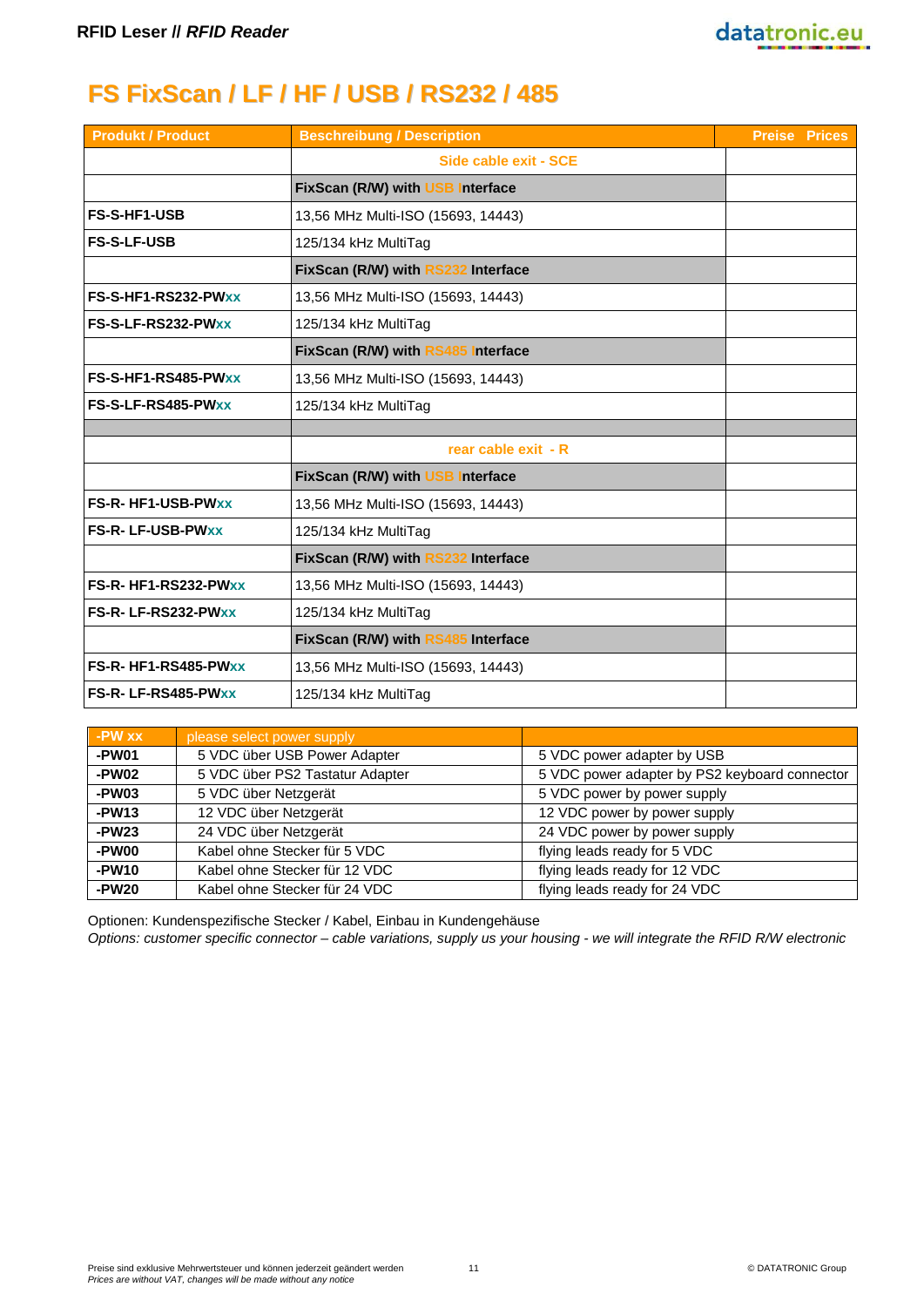RFID Leser // *RFID Reader*

# FS FixScan / LF / HF / USB / RS232 / 485

| Produkt / Product | Beschreibung / Description | Preise Prices |
|---|---|---|
| | Side cable exit - SCE | |
| | **FixScan (R/W) with USB Interface** | |
| **FS-S-HF1-USB** | 13,56 MHz Multi-ISO (15693, 14443) | |
| **FS-S-LF-USB** | 125/134 kHz MultiTag | |
| | **FixScan (R/W) with RS232 Interface** | |
| **FS-S-HF1-RS232-PWxx** | 13,56 MHz Multi-ISO (15693, 14443) | |
| **FS-S-LF-RS232-PWxx** | 125/134 kHz MultiTag | |
| | **FixScan (R/W) with RS485 Interface** | |
| **FS-S-HF1-RS485-PWxx** | 13,56 MHz Multi-ISO (15693, 14443) | |
| **FS-S-LF-RS485-PWxx** | 125/134 kHz MultiTag | |
| | | |
| | rear cable exit - R | |
| | **FixScan (R/W) with USB Interface** | |
| **FS-R- HF1-USB-PWxx** | 13,56 MHz Multi-ISO (15693, 14443) | |
| **FS-R- LF-USB-PWxx** | 125/134 kHz MultiTag | |
| | **FixScan (R/W) with RS232 Interface** | |
| **FS-R- HF1-RS232-PWxx** | 13,56 MHz Multi-ISO (15693, 14443) | |
| **FS-R- LF-RS232-PWxx** | 125/134 kHz MultiTag | |
| | **FixScan (R/W) with RS485 Interface** | |
| **FS-R- HF1-RS485-PWxx** | 13,56 MHz Multi-ISO (15693, 14443) | |
| **FS-R- LF-RS485-PWxx** | 125/134 kHz MultiTag | |

| -PW xx | please select power supply | |
|---|---|---|
| **-PW01** | 5 VDC über USB Power Adapter | 5 VDC power adapter by USB |
| **-PW02** | 5 VDC über PS2 Tastatur Adapter | 5 VDC power adapter by PS2 keyboard connector |
| **-PW03** | 5 VDC über Netzgerät | 5 VDC power by power supply |
| **-PW13** | 12 VDC über Netzgerät | 12 VDC power by power supply |
| **-PW23** | 24 VDC über Netzgerät | 24 VDC power by power supply |
| **-PW00** | Kabel ohne Stecker für 5 VDC | flying leads ready for 5 VDC |
| **-PW10** | Kabel ohne Stecker für 12 VDC | flying leads ready for 12 VDC |
| **-PW20** | Kabel ohne Stecker für 24 VDC | flying leads ready for 24 VDC |

Optionen: Kundenspezifische Stecker / Kabel, Einbau in Kundengehäuse
*Options: customer specific connector – cable variations, supply us your housing - we will integrate the RFID R/W electronic*

Preise sind exklusive Mehrwertsteuer und können jederzeit geändert werden
*Prices are without VAT, changes will be made without any notice*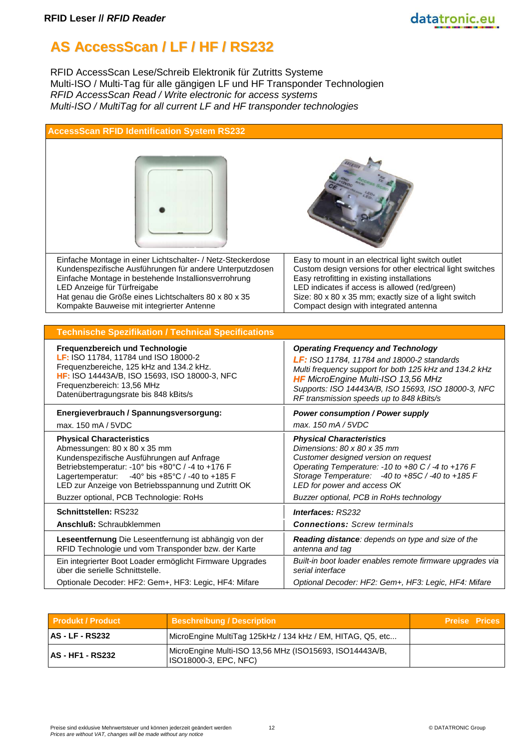# AS AccessScan / LF / HF / RS232

RFID AccessScan Lese/Schreib Elektronik für Zutritts Systeme
Multi-ISO / Multi-Tag für alle gängigen LF und HF Transponder Technologien
*RFID AccessScan Read / Write electronic for access systems*
*Multi-ISO / MultiTag for all current LF and HF transponder technologies*

## AccessScan RFID Identification System RS232

| | |
|---|---|
| Einfache Montage in einer Lichtschalter- / Netz-Steckerdose<br>Kundenspezifische Ausführungen für andere Unterputzdosen<br>Einfache Montage in bestehende Installionsverrohrung<br>LED Anzeige für Türfreigabe<br>Hat genau die Größe eines Lichtschalters 80 x 80 x 35<br>Kompakte Bauweise mit integrierter Antenne | Easy to mount in an electrical light switch outlet<br>Custom design versions for other electrical light switches<br>Easy retrofitting in existing installations<br>LED indicates if access is allowed (red/green)<br>Size: 80 x 80 x 35 mm; exactly size of a light switch<br>Compact design with integrated antenna |

## Technische Spezifikation / Technical Specifications

| | |
|---|---|
| **Frequenzbereich und Technologie**<br>**LF:** ISO 11784, 11784 und ISO 18000-2<br>Frequenzbereiche, 125 kHz and 134.2 kHz.<br>**HF:** ISO 14443A/B, ISO 15693, ISO 18000-3, NFC<br>Frequenzbereich: 13,56 MHz<br>Datenübertragungsrate bis 848 kBits/s | ***Operating Frequency and Technology***<br>***LF:*** *ISO 11784, 11784 and 18000-2 standards*<br>*Multi frequency support for both 125 kHz and 134.2 kHz*<br>***HF*** *MicroEngine Multi-ISO 13,56 MHz*<br>*Supports: ISO 14443A/B, ISO 15693, ISO 18000-3, NFC*<br>*RF transmission speeds up to 848 kBits/s* |
| **Energieverbrauch / Spannungsversorgung:**<br>max. 150 mA / 5VDC | ***Power consumption / Power supply***<br>*max. 150 mA / 5VDC* |
| **Physical Characteristics**<br>Abmessungen: 80 x 80 x 35 mm<br>Kundenspezifische Ausführungen auf Anfrage<br>Betriebstemperatur: -10° bis +80°C / -4 to +176 F<br>Lagertemperatur: -40° bis +85°C / -40 to +185 F<br>LED zur Anzeige von Betriebsspannung und Zutritt OK<br>Buzzer optional, PCB Technologie: RoHs | ***Physical Characteristics***<br>*Dimensions: 80 x 80 x 35 mm*<br>*Customer designed version on request*<br>*Operating Temperature: -10 to +80 C / -4 to +176 F*<br>*Storage Temperature: -40 to +85C / -40 to +185 F*<br>*LED for power and access OK*<br>*Buzzer optional, PCB in RoHs technology* |
| **Schnittstellen:** RS232<br>**Anschluß:** Schraubklemmen | ***Interfaces:*** *RS232*<br>***Connections:*** *Screw terminals* |
| **Leseentfernung** Die Leseentfernung ist abhängig von der RFID Technologie und vom Transponder bzw. der Karte | ***Reading distance****: depends on type and size of the antenna and tag* |
| Ein integrierter Boot Loader ermöglicht Firmware Upgrades über die serielle Schnittstelle.<br>Optionale Decoder: HF2: Gem+, HF3: Legic, HF4: Mifare | *Built-in boot loader enables remote firmware upgrades via serial interface*<br>*Optional Decoder: HF2: Gem+, HF3: Legic, HF4: Mifare* |

| Produkt / Product | Beschreibung / Description | Preise Prices |
|---|---|---|
| **AS - LF - RS232** | MicroEngine MultiTag 125kHz / 134 kHz / EM, HITAG, Q5, etc... | |
| **AS - HF1 - RS232** | MicroEngine Multi-ISO 13,56 MHz (ISO15693, ISO14443A/B, ISO18000-3, EPC, NFC) | |

Preise sind exklusive Mehrwertsteuer und können jederzeit geändert werden
*Prices are without VAT, changes will be made without any notice*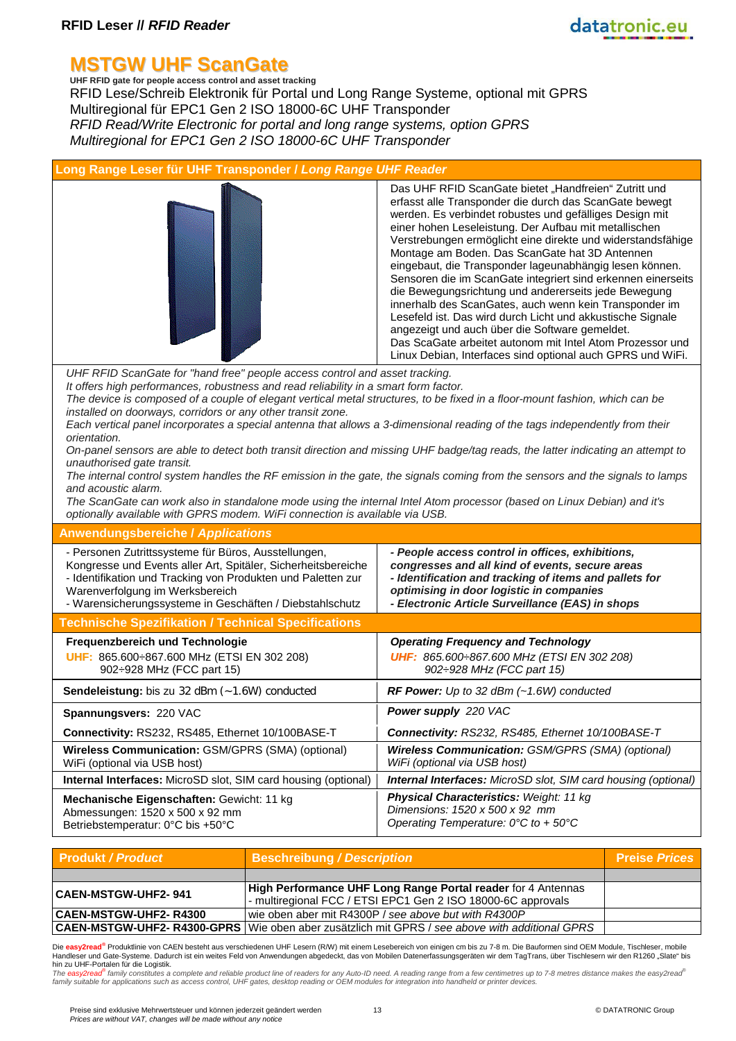RFID Leser // *RFID Reader*

# MSTGW UHF ScanGate

**UHF RFID gate for people access control and asset tracking**

RFID Lese/Schreib Elektronik für Portal und Long Range Systeme, optional mit GPRS
Multiregional für EPC1 Gen 2 ISO 18000-6C UHF Transponder
*RFID Read/Write Electronic for portal and long range systems, option GPRS*
*Multiregional for EPC1 Gen 2 ISO 18000-6C UHF Transponder*

## Long Range Leser für UHF Transponder / *Long Range UHF Reader*

Das UHF RFID ScanGate bietet „Handfreien" Zutritt und erfasst alle Transponder die durch das ScanGate bewegt werden. Es verbindet robustes und gefälliges Design mit einer hohen Leseleistung. Der Aufbau mit metallischen Verstrebungen ermöglicht eine direkte und widerstandsfähige Montage am Boden. Das ScanGate hat 3D Antennen eingebaut, die Transponder lageunabhängig lesen können. Sensoren die im ScanGate integriert sind erkennen einerseits die Bewegungsrichtung und andererseits jede Bewegung innerhalb des ScanGates, auch wenn kein Transponder im Lesefeld ist. Das wird durch Licht und akkustische Signale angezeigt und auch über die Software gemeldet.
Das ScaGate arbeitet autonom mit Intel Atom Prozessor und Linux Debian, Interfaces sind optional auch GPRS und WiFi.

*UHF RFID ScanGate for "hand free" people access control and asset tracking.*
*It offers high performances, robustness and read reliability in a smart form factor.*
*The device is composed of a couple of elegant vertical metal structures, to be fixed in a floor-mount fashion, which can be installed on doorways, corridors or any other transit zone.*
*Each vertical panel incorporates a special antenna that allows a 3-dimensional reading of the tags independently from their orientation.*
*On-panel sensors are able to detect both transit direction and missing UHF badge/tag reads, the latter indicating an attempt to unauthorised gate transit.*
*The internal control system handles the RF emission in the gate, the signals coming from the sensors and the signals to lamps and acoustic alarm.*
*The ScanGate can work also in standalone mode using the internal Intel Atom processor (based on Linux Debian) and it's optionally available with GPRS modem. WiFi connection is available via USB.*

## Anwendungsbereiche / *Applications*

- Personen Zutrittssysteme für Büros, Ausstellungen, Kongresse und Events aller Art, Spitäler, Sicherheitsbereiche
- Identifikation und Tracking von Produkten und Paletten zur Warenverfolgung im Werksbereich
- Warensicherungssysteme in Geschäften / Diebstahlschutz

***- People access control in offices, exhibitions, congresses and all kind of events, secure areas***
***- Identification and tracking of items and pallets for optimising in door logistic in companies***
***- Electronic Article Surveillance (EAS) in shops***

## Technische Spezifikation / Technical Specifications

| Deutsch | *English* |
|---|---|
| **Frequenzbereich und Technologie**<br>UHF: 865.600÷867.600 MHz (ETSI EN 302 208)<br>902÷928 MHz (FCC part 15) | ***Operating Frequency and Technology***<br>*UHF: 865.600÷867.600 MHz (ETSI EN 302 208)*<br>*902÷928 MHz (FCC part 15)* |
| **Sendeleistung:** bis zu 32 dBm (~1.6W) conducted | ***RF Power:*** *Up to 32 dBm (~1.6W) conducted* |
| **Spannungsvers:** 220 VAC | ***Power supply*** *220 VAC* |
| **Connectivity:** RS232, RS485, Ethernet 10/100BASE-T | ***Connectivity:*** *RS232, RS485, Ethernet 10/100BASE-T* |
| **Wireless Communication:** GSM/GPRS (SMA) (optional)<br>WiFi (optional via USB host) | ***Wireless Communication:*** *GSM/GPRS (SMA) (optional)*<br>*WiFi (optional via USB host)* |
| **Internal Interfaces:** MicroSD slot, SIM card housing (optional) | ***Internal Interfaces:*** *MicroSD slot, SIM card housing (optional)* |
| **Mechanische Eigenschaften:** Gewicht: 11 kg<br>Abmessungen: 1520 x 500 x 92 mm<br>Betriebstemperatur: 0°C bis +50°C | ***Physical Characteristics:*** *Weight: 11 kg*<br>*Dimensions: 1520 x 500 x 92 mm*<br>*Operating Temperature: 0°C to + 50°C* |

| Produkt / *Product* | Beschreibung / *Description* | Preise *Prices* |
|---|---|---|
| | | |
| **CAEN-MSTGW-UHF2- 941** | **High Performance UHF Long Range Portal reader** for 4 Antennas<br>- multiregional FCC / ETSI EPC1 Gen 2 ISO 18000-6C approvals | |
| **CAEN-MSTGW-UHF2- R4300** | wie oben aber mit R4300P / *see above but with R4300P* | |
| **CAEN-MSTGW-UHF2- R4300-GPRS** | Wie oben aber zusätzlich mit GPRS / *see above with additional GPRS* | |

Die **easy2read®** Produktlinie von CAEN besteht aus verschiedenen UHF Lesern (R/W) mit einem Lesebereich von einigen cm bis zu 7-8 m. Die Bauformen sind OEM Module, Tischleser, mobile Handleser und Gate-Systeme. Dadurch ist ein weites Feld von Anwendungen abgedeckt, das von Mobilen Datenerfassungsgeräten wir dem TagTrans, über Tischlesern wir den R1260 „Slate" bis hin zu UHF-Portalen für die Logistik.
*The easy2read® family constitutes a complete and reliable product line of readers for any Auto-ID need. A reading range from a few centimetres up to 7-8 metres distance makes the easy2read® family suitable for applications such as access control, UHF gates, desktop reading or OEM modules for integration into handheld or printer devices.*

Preise sind exklusive Mehrwertsteuer und können jederzeit geändert werden
*Prices are without VAT, changes will be made without any notice*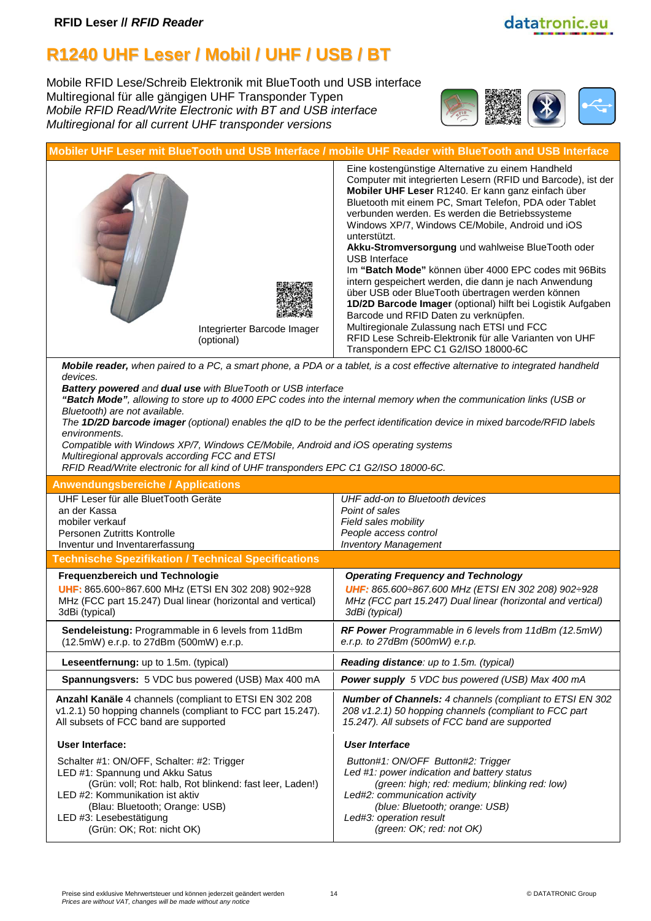**RFID Leser // *RFID Reader***

# R1240 UHF Leser / Mobil / UHF / USB / BT

Mobile RFID Lese/Schreib Elektronik mit BlueTooth und USB interface
Multiregional für alle gängigen UHF Transponder Typen
*Mobile RFID Read/Write Electronic with BT and USB interface*
*Multiregional for all current UHF transponder versions*

## Mobiler UHF Leser mit BlueTooth und USB Interface / mobile UHF Reader with BlueTooth and USB Interface

Integrierter Barcode Imager (optional)

Eine kostengünstige Alternative zu einem Handheld Computer mit integrierten Lesern (RFID und Barcode), ist der **Mobiler UHF Leser** R1240. Er kann ganz einfach über Bluetooth mit einem PC, Smart Telefon, PDA oder Tablet verbunden werden. Es werden die Betriebssysteme Windows XP/7, Windows CE/Mobile, Android und iOS unterstützt.
**Akku-Stromversorgung** und wahlweise BlueTooth oder USB Interface
Im **"Batch Mode"** können über 4000 EPC codes mit 96Bits intern gespeichert werden, die dann je nach Anwendung über USB oder BlueTooth übertragen werden können
**1D/2D Barcode Imager** (optional) hilft bei Logistik Aufgaben Barcode und RFID Daten zu verknüpfen.
Multiregionale Zulassung nach ETSI und FCC
RFID Lese Schreib-Elektronik für alle Varianten von UHF Transpondern EPC C1 G2/ISO 18000-6C

***Mobile reader,*** *when paired to a PC, a smart phone, a PDA or a tablet, is a cost effective alternative to integrated handheld devices.*
***Battery powered*** *and* ***dual use*** *with BlueTooth or USB interface*
***"Batch Mode"****, allowing to store up to 4000 EPC codes into the internal memory when the communication links (USB or Bluetooth) are not available.*
*The* ***1D/2D barcode imager*** *(optional) enables the qID to be the perfect identification device in mixed barcode/RFID labels environments.*
*Compatible with Windows XP/7, Windows CE/Mobile, Android and iOS operating systems*
*Multiregional approvals according FCC and ETSI*
*RFID Read/Write electronic for all kind of UHF transponders EPC C1 G2/ISO 18000-6C.*

## Anwendungsbereiche / Applications

| | |
|---|---|
| UHF Leser für alle BluetTooth Geräte | *UHF add-on to Bluetooth devices* |
| an der Kassa | *Point of sales* |
| mobiler verkauf | *Field sales mobility* |
| Personen Zutritts Kontrolle | *People access control* |
| Inventur und Inventarerfassung | *Inventory Management* |

## Technische Spezifikation / Technical Specifications

| | |
|---|---|
| **Frequenzbereich und Technologie** UHF: 865.600÷867.600 MHz (ETSI EN 302 208) 902÷928 MHz (FCC part 15.247) Dual linear (horizontal and vertical) 3dBi (typical) | ***Operating Frequency and Technology*** *UHF: 865.600÷867.600 MHz (ETSI EN 302 208) 902÷928 MHz (FCC part 15.247) Dual linear (horizontal and vertical) 3dBi (typical)* |
| **Sendeleistung:** Programmable in 6 levels from 11dBm (12.5mW) e.r.p. to 27dBm (500mW) e.r.p. | ***RF Power*** *Programmable in 6 levels from 11dBm (12.5mW) e.r.p. to 27dBm (500mW) e.r.p.* |
| **Leseentfernung:** up to 1.5m. (typical) | ***Reading distance****: up to 1.5m. (typical)* |
| **Spannungsvers:** 5 VDC bus powered (USB) Max 400 mA | ***Power supply*** *5 VDC bus powered (USB) Max 400 mA* |
| **Anzahl Kanäle** 4 channels (compliant to ETSI EN 302 208 v1.2.1) 50 hopping channels (compliant to FCC part 15.247). All subsets of FCC band are supported | ***Number of Channels:*** *4 channels (compliant to ETSI EN 302 208 v1.2.1) 50 hopping channels (compliant to FCC part 15.247). All subsets of FCC band are supported* |
| **User Interface:** Schalter #1: ON/OFF, Schalter: #2: Trigger; LED #1: Spannung und Akku Satus (Grün: voll; Rot: halb, Rot blinkend: fast leer, Laden!); LED #2: Kommunikation ist aktiv (Blau: Bluetooth; Orange: USB); LED #3: Lesebestätigung (Grün: OK; Rot: nicht OK) | ***User Interface*** *Button#1: ON/OFF Button#2: Trigger; Led #1: power indication and battery status (green: high; red: medium; blinking red: low); Led#2: communication activity (blue: Bluetooth; orange: USB); Led#3: operation result (green: OK; red: not OK)* |

Preise sind exklusive Mehrwertsteuer und können jederzeit geändert werden
*Prices are without VAT, changes will be made without any notice*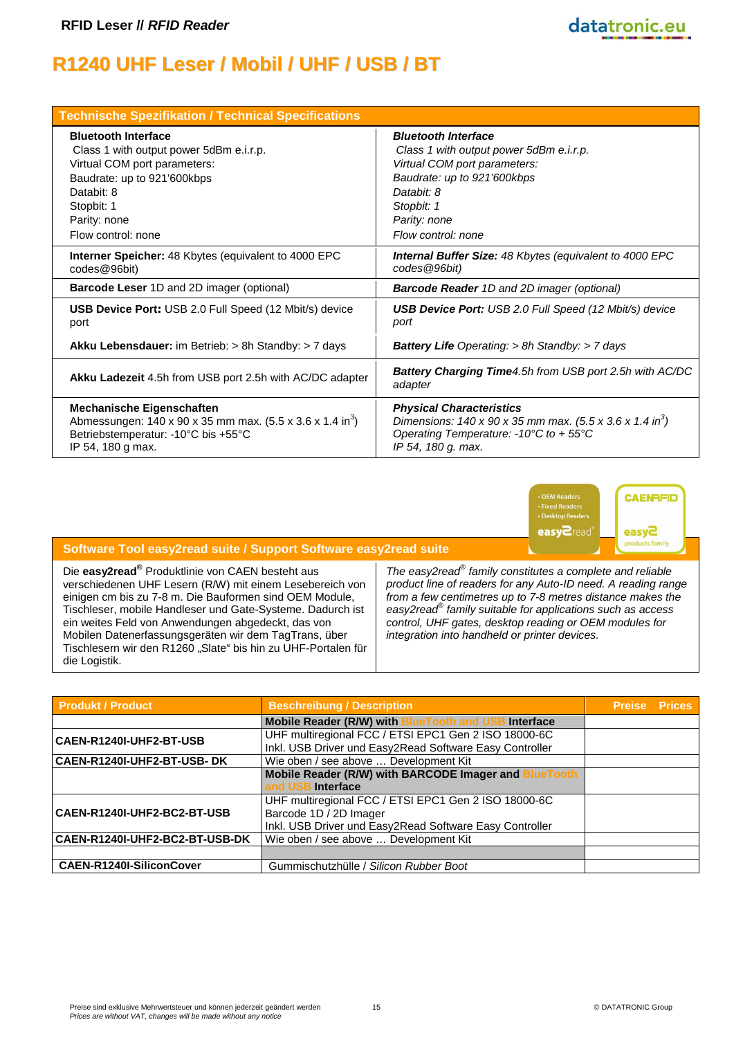# R1240 UHF Leser / Mobil / UHF / USB / BT

| Technische Spezifikation / Technical Specifications | |
|---|---|
| **Bluetooth Interface**<br>Class 1 with output power 5dBm e.i.r.p.<br>Virtual COM port parameters:<br>Baudrate: up to 921'600kbps<br>Databit: 8<br>Stopbit: 1<br>Parity: none<br>Flow control: none | ***Bluetooth Interface***<br>*Class 1 with output power 5dBm e.i.r.p.*<br>*Virtual COM port parameters:*<br>*Baudrate: up to 921'600kbps*<br>*Databit: 8*<br>*Stopbit: 1*<br>*Parity: none*<br>*Flow control: none* |
| **Interner Speicher:** 48 Kbytes (equivalent to 4000 EPC codes@96bit) | ***Internal Buffer Size:*** *48 Kbytes (equivalent to 4000 EPC codes@96bit)* |
| **Barcode Leser** 1D and 2D imager (optional) | ***Barcode Reader*** *1D and 2D imager (optional)* |
| **USB Device Port:** USB 2.0 Full Speed (12 Mbit/s) device port<br><br>**Akku Lebensdauer:** im Betrieb: > 8h Standby: > 7 days | ***USB Device Port:*** *USB 2.0 Full Speed (12 Mbit/s) device port*<br><br>***Battery Life*** *Operating: > 8h Standby: > 7 days* |
| **Akku Ladezeit** 4.5h from USB port 2.5h with AC/DC adapter | ***Battery Charging Time****4.5h from USB port 2.5h with AC/DC adapter* |
| **Mechanische Eigenschaften**<br>Abmessungen: 140 x 90 x 35 mm max. (5.5 x 3.6 x 1.4 in$^3$)<br>Betriebstemperatur: -10°C bis +55°C<br>IP 54, 180 g max. | ***Physical Characteristics***<br>*Dimensions: 140 x 90 x 35 mm max. (5.5 x 3.6 x 1.4 in$^3$)*<br>*Operating Temperature: -10°C to + 55°C*<br>*IP 54, 180 g. max.* |

| Software Tool easy2read suite / Support Software easy2read suite | |
|---|---|
| Die **easy2read®** Produktlinie von CAEN besteht aus verschiedenen UHF Lesern (R/W) mit einem Lesebereich von einigen cm bis zu 7-8 m. Die Bauformen sind OEM Module, Tischleser, mobile Handleser und Gate-Systeme. Dadurch ist ein weites Feld von Anwendungen abgedeckt, das von Mobilen Datenerfassungsgeräten wir dem TagTrans, über Tischlesern wir den R1260 „Slate" bis hin zu UHF-Portalen für die Logistik. | *The easy2read® family constitutes a complete and reliable product line of readers for any Auto-ID need. A reading range from a few centimetres up to 7-8 metres distance makes the easy2read® family suitable for applications such as access control, UHF gates, desktop reading or OEM modules for integration into handheld or printer devices.* |

| Produkt / Product | Beschreibung / Description | Preise Prices |
|---|---|---|
| | **Mobile Reader (R/W) with BlueTooth and USB Interface** | |
| **CAEN-R1240I-UHF2-BT-USB** | UHF multiregional FCC / ETSI EPC1 Gen 2 ISO 18000-6C<br>Inkl. USB Driver und Easy2Read Software Easy Controller | |
| **CAEN-R1240I-UHF2-BT-USB- DK** | Wie oben / see above … Development Kit | |
| | **Mobile Reader (R/W) with BARCODE Imager and BlueTooth and USB Interface** | |
| **CAEN-R1240I-UHF2-BC2-BT-USB** | UHF multiregional FCC / ETSI EPC1 Gen 2 ISO 18000-6C<br>Barcode 1D / 2D Imager<br>Inkl. USB Driver und Easy2Read Software Easy Controller | |
| **CAEN-R1240I-UHF2-BC2-BT-USB-DK** | Wie oben / see above … Development Kit | |
| | | |
| **CAEN-R1240I-SiliconCover** | Gummischutzhülle / *Silicon Rubber Boot* | |

Preise sind exklusive Mehrwertsteuer und können jederzeit geändert werden
*Prices are without VAT, changes will be made without any notice*

© DATATRONIC Group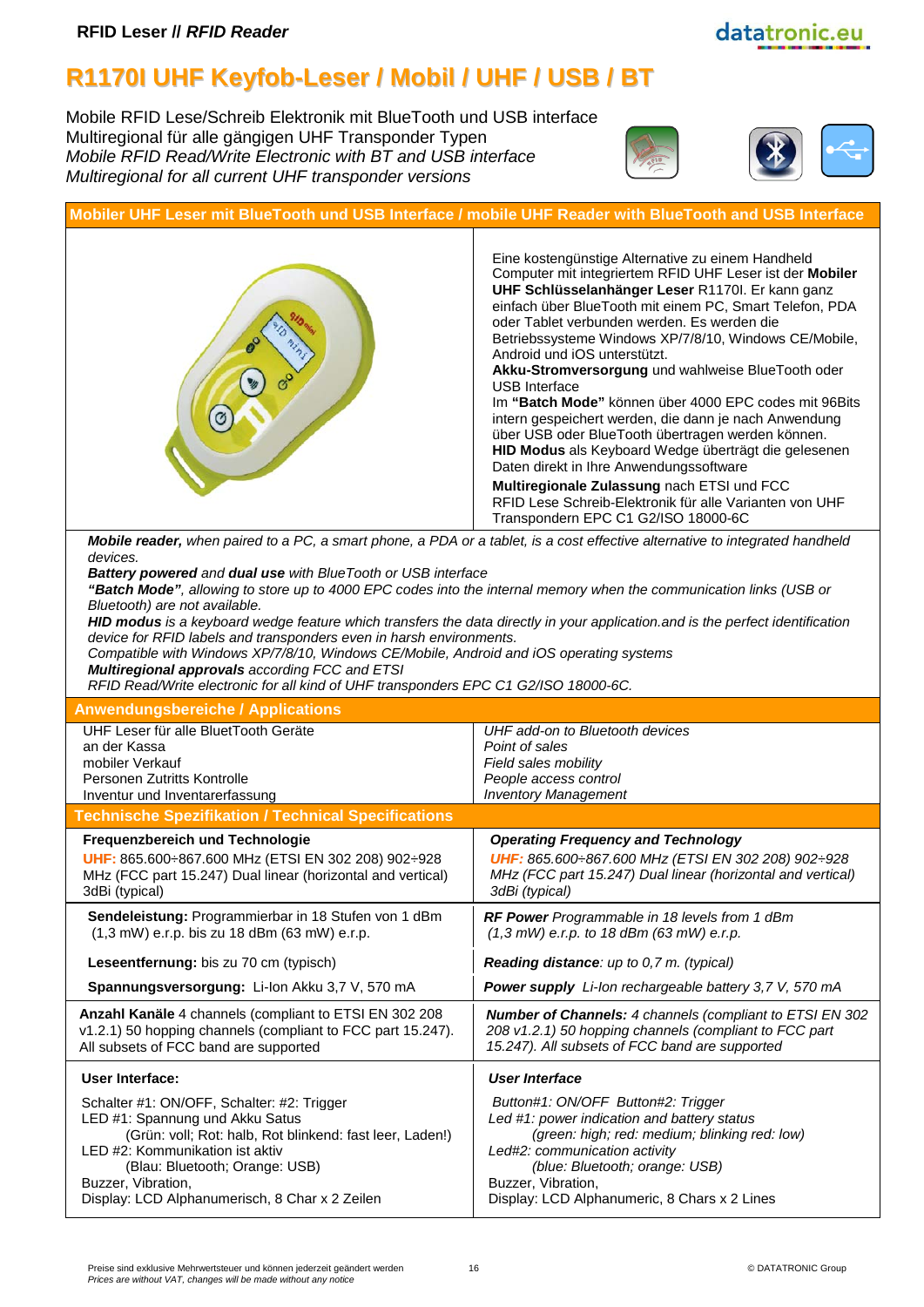RFID Leser // *RFID Reader*

# R1170I UHF Keyfob-Leser / Mobil / UHF / USB / BT

Mobile RFID Lese/Schreib Elektronik mit BlueTooth und USB interface
Multiregional für alle gängigen UHF Transponder Typen
*Mobile RFID Read/Write Electronic with BT and USB interface*
*Multiregional for all current UHF transponder versions*

## Mobiler UHF Leser mit BlueTooth und USB Interface / mobile UHF Reader with BlueTooth and USB Interface

Eine kostengünstige Alternative zu einem Handheld Computer mit integriertem RFID UHF Leser ist der **Mobiler UHF Schlüsselanhänger Leser** R1170I. Er kann ganz einfach über BlueTooth mit einem PC, Smart Telefon, PDA oder Tablet verbunden werden. Es werden die Betriebssysteme Windows XP/7/8/10, Windows CE/Mobile, Android und iOS unterstützt.
**Akku-Stromversorgung** und wahlweise BlueTooth oder USB Interface
Im **"Batch Mode"** können über 4000 EPC codes mit 96Bits intern gespeichert werden, die dann je nach Anwendung über USB oder BlueTooth übertragen werden können.
**HID Modus** als Keyboard Wedge überträgt die gelesenen Daten direkt in Ihre Anwendungssoftware
**Multiregionale Zulassung** nach ETSI und FCC
RFID Lese Schreib-Elektronik für alle Varianten von UHF Transpondern EPC C1 G2/ISO 18000-6C

***Mobile reader,*** *when paired to a PC, a smart phone, a PDA or a tablet, is a cost effective alternative to integrated handheld devices.*
***Battery powered*** *and* ***dual use*** *with BlueTooth or USB interface*
***"Batch Mode"****, allowing to store up to 4000 EPC codes into the internal memory when the communication links (USB or Bluetooth) are not available.*
***HID modus*** *is a keyboard wedge feature which transfers the data directly in your application.and is the perfect identification device for RFID labels and transponders even in harsh environments.*
*Compatible with Windows XP/7/8/10, Windows CE/Mobile, Android and iOS operating systems*
***Multiregional approvals*** *according FCC and ETSI*
*RFID Read/Write electronic for all kind of UHF transponders EPC C1 G2/ISO 18000-6C.*

## Anwendungsbereiche / Applications

| | |
|---|---|
| UHF Leser für alle BluetTooth Geräte | *UHF add-on to Bluetooth devices* |
| an der Kassa | *Point of sales* |
| mobiler Verkauf | *Field sales mobility* |
| Personen Zutritts Kontrolle | *People access control* |
| Inventur und Inventarerfassung | *Inventory Management* |

## Technische Spezifikation / Technical Specifications

| | |
|---|---|
| **Frequenzbereich und Technologie**<br>UHF: 865.600÷867.600 MHz (ETSI EN 302 208) 902÷928 MHz (FCC part 15.247) Dual linear (horizontal and vertical) 3dBi (typical) | ***Operating Frequency and Technology***<br>*UHF: 865.600÷867.600 MHz (ETSI EN 302 208) 902÷928 MHz (FCC part 15.247) Dual linear (horizontal and vertical) 3dBi (typical)* |
| **Sendeleistung:** Programmierbar in 18 Stufen von 1 dBm (1,3 mW) e.r.p. bis zu 18 dBm (63 mW) e.r.p. | ***RF Power*** *Programmable in 18 levels from 1 dBm (1,3 mW) e.r.p. to 18 dBm (63 mW) e.r.p.* |
| **Leseentfernung:** bis zu 70 cm (typisch) | ***Reading distance****: up to 0,7 m. (typical)* |
| **Spannungsversorgung:** Li-Ion Akku 3,7 V, 570 mA | ***Power supply*** *Li-Ion rechargeable battery 3,7 V, 570 mA* |
| **Anzahl Kanäle** 4 channels (compliant to ETSI EN 302 208 v1.2.1) 50 hopping channels (compliant to FCC part 15.247). All subsets of FCC band are supported | ***Number of Channels:*** *4 channels (compliant to ETSI EN 302 208 v1.2.1) 50 hopping channels (compliant to FCC part 15.247). All subsets of FCC band are supported* |
| **User Interface:**<br>Schalter #1: ON/OFF, Schalter: #2: Trigger<br>LED #1: Spannung und Akku Satus<br>(Grün: voll; Rot: halb, Rot blinkend: fast leer, Laden!)<br>LED #2: Kommunikation ist aktiv<br>(Blau: Bluetooth; Orange: USB)<br>Buzzer, Vibration,<br>Display: LCD Alphanumerisch, 8 Char x 2 Zeilen | ***User Interface***<br>*Button#1: ON/OFF Button#2: Trigger*<br>*Led #1: power indication and battery status*<br>*(green: high; red: medium; blinking red: low)*<br>*Led#2: communication activity*<br>*(blue: Bluetooth; orange: USB)*<br>*Buzzer, Vibration,*<br>*Display: LCD Alphanumeric, 8 Chars x 2 Lines* |

Preise sind exklusive Mehrwertsteuer und können jederzeit geändert werden
*Prices are without VAT, changes will be made without any notice*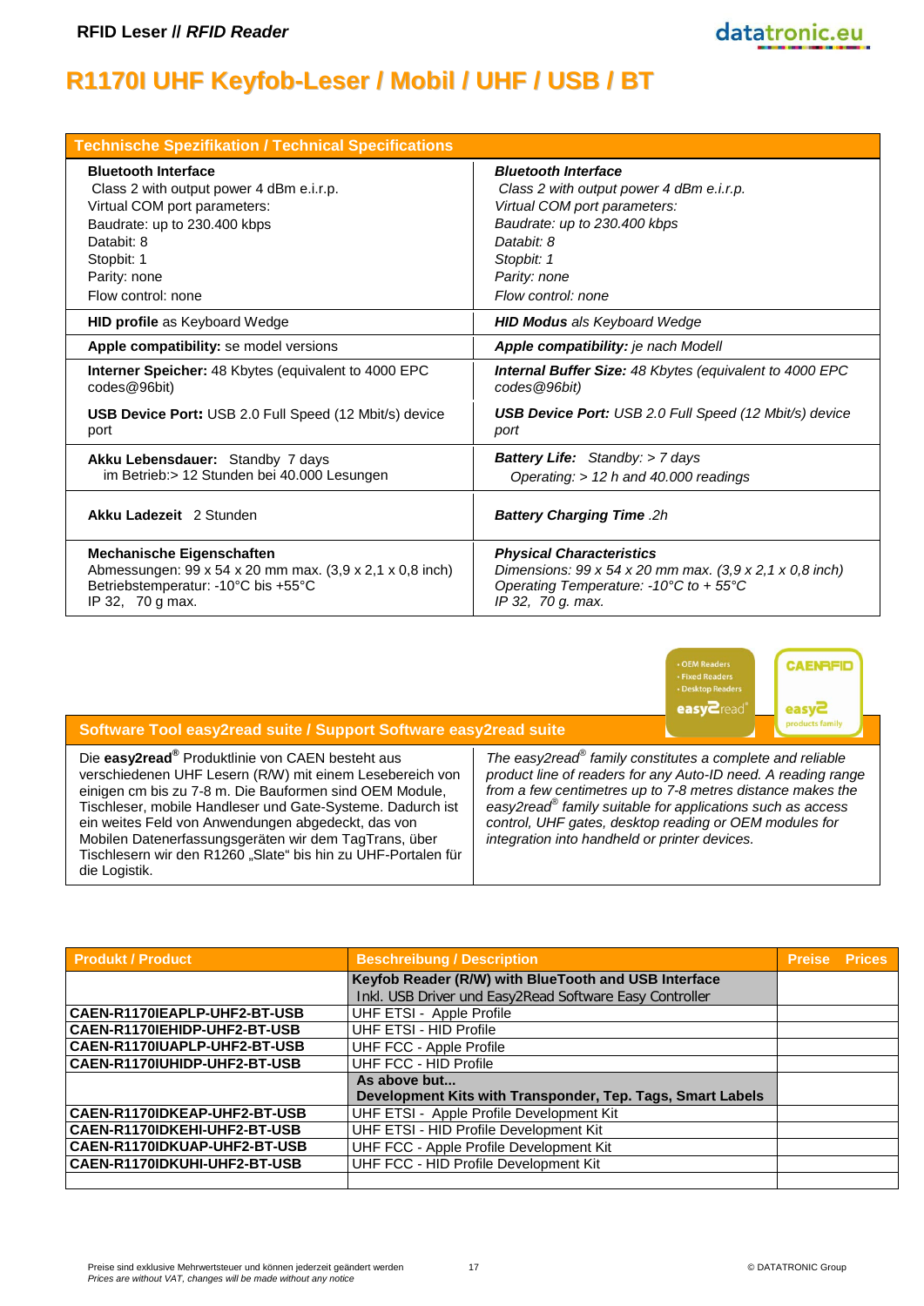# R1170I UHF Keyfob-Leser / Mobil / UHF / USB / BT

| Technische Spezifikation / Technical Specifications | |
|---|---|
| **Bluetooth Interface**<br>Class 2 with output power 4 dBm e.i.r.p.<br>Virtual COM port parameters:<br>Baudrate: up to 230.400 kbps<br>Databit: 8<br>Stopbit: 1<br>Parity: none<br>Flow control: none | ***Bluetooth Interface***<br>*Class 2 with output power 4 dBm e.i.r.p.*<br>*Virtual COM port parameters:*<br>*Baudrate: up to 230.400 kbps*<br>*Databit: 8*<br>*Stopbit: 1*<br>*Parity: none*<br>*Flow control: none* |
| **HID profile** as Keyboard Wedge | ***HID Modus** als Keyboard Wedge* |
| **Apple compatibility:** se model versions | ***Apple compatibility:** je nach Modell* |
| **Interner Speicher:** 48 Kbytes (equivalent to 4000 EPC codes@96bit) | ***Internal Buffer Size:** 48 Kbytes (equivalent to 4000 EPC codes@96bit)* |
| **USB Device Port:** USB 2.0 Full Speed (12 Mbit/s) device port | ***USB Device Port:** USB 2.0 Full Speed (12 Mbit/s) device port* |
| **Akku Lebensdauer:** Standby 7 days<br>im Betrieb:> 12 Stunden bei 40.000 Lesungen | ***Battery Life:** Standby: > 7 days*<br>*Operating: > 12 h and 40.000 readings* |
| **Akku Ladezeit** 2 Stunden | ***Battery Charging Time** .2h* |
| **Mechanische Eigenschaften**<br>Abmessungen: 99 x 54 x 20 mm max. (3,9 x 2,1 x 0,8 inch)<br>Betriebstemperatur: -10°C bis +55°C<br>IP 32, 70 g max. | ***Physical Characteristics***<br>*Dimensions: 99 x 54 x 20 mm max. (3,9 x 2,1 x 0,8 inch)*<br>*Operating Temperature: -10°C to + 55°C*<br>*IP 32, 70 g. max.* |

| Software Tool easy2read suite / Support Software easy2read suite | |
|---|---|
| Die **easy2read®** Produktlinie von CAEN besteht aus verschiedenen UHF Lesern (R/W) mit einem Lesebereich von einigen cm bis zu 7-8 m. Die Bauformen sind OEM Module, Tischleser, mobile Handleser und Gate-Systeme. Dadurch ist ein weites Feld von Anwendungen abgedeckt, das von Mobilen Datenerfassungsgeräten wir dem TagTrans, über Tischlesern wir den R1260 „Slate" bis hin zu UHF-Portalen für die Logistik. | *The easy2read® family constitutes a complete and reliable product line of readers for any Auto-ID need. A reading range from a few centimetres up to 7-8 metres distance makes the easy2read® family suitable for applications such as access control, UHF gates, desktop reading or OEM modules for integration into handheld or printer devices.* |

| Produkt / Product | Beschreibung / Description | Preise Prices |
|---|---|---|
| | **Keyfob Reader (R/W) with BlueTooth and USB Interface**<br>Inkl. USB Driver und Easy2Read Software Easy Controller | |
| **CAEN-R1170IEAPLP-UHF2-BT-USB** | UHF ETSI - Apple Profile | |
| **CAEN-R1170IEHIDP-UHF2-BT-USB** | UHF ETSI - HID Profile | |
| **CAEN-R1170IUAPLP-UHF2-BT-USB** | UHF FCC - Apple Profile | |
| **CAEN-R1170IUHIDP-UHF2-BT-USB** | UHF FCC - HID Profile | |
| | **As above but...**<br>**Development Kits with Transponder, Tep. Tags, Smart Labels** | |
| **CAEN-R1170IDKEAP-UHF2-BT-USB** | UHF ETSI - Apple Profile Development Kit | |
| **CAEN-R1170IDKEHI-UHF2-BT-USB** | UHF ETSI - HID Profile Development Kit | |
| **CAEN-R1170IDKUAP-UHF2-BT-USB** | UHF FCC - Apple Profile Development Kit | |
| **CAEN-R1170IDKUHI-UHF2-BT-USB** | UHF FCC - HID Profile Development Kit | |
| | | |

Preise sind exklusive Mehrwertsteuer und können jederzeit geändert werden
*Prices are without VAT, changes will be made without any notice*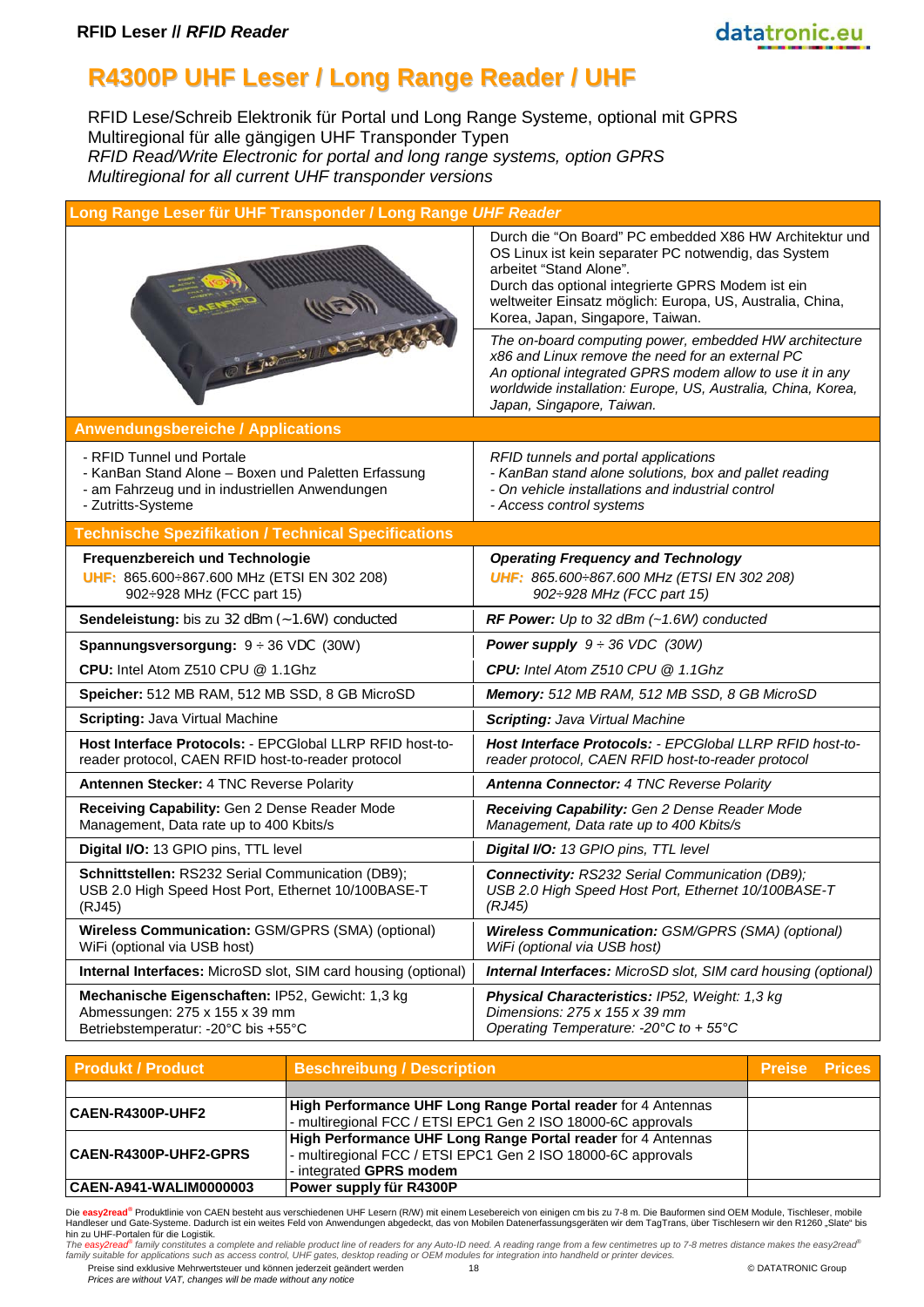# R4300P UHF Leser / Long Range Reader / UHF

RFID Lese/Schreib Elektronik für Portal und Long Range Systeme, optional mit GPRS
Multiregional für alle gängigen UHF Transponder Typen
*RFID Read/Write Electronic for portal and long range systems, option GPRS*
*Multiregional for all current UHF transponder versions*

## Long Range Leser für UHF Transponder / Long Range *UHF Reader*

Durch die "On Board" PC embedded X86 HW Architektur und OS Linux ist kein separater PC notwendig, das System arbeitet "Stand Alone".
Durch das optional integrierte GPRS Modem ist ein weltweiter Einsatz möglich: Europa, US, Australia, China, Korea, Japan, Singapore, Taiwan.

*The on-board computing power, embedded HW architecture x86 and Linux remove the need for an external PC*
*An optional integrated GPRS modem allow to use it in any worldwide installation: Europe, US, Australia, China, Korea, Japan, Singapore, Taiwan.*

## Anwendungsbereiche / Applications

| Deutsch | English |
|---|---|
| - RFID Tunnel und Portale<br>- KanBan Stand Alone – Boxen und Paletten Erfassung<br>- am Fahrzeug und in industriellen Anwendungen<br>- Zutritts-Systeme | *RFID tunnels and portal applications*<br>*- KanBan stand alone solutions, box and pallet reading*<br>*- On vehicle installations and industrial control*<br>*- Access control systems* |

## Technische Spezifikation / Technical Specifications

| Deutsch | English |
|---|---|
| **Frequenzbereich und Technologie**<br>**UHF:** 865.600÷867.600 MHz (ETSI EN 302 208)<br>902÷928 MHz (FCC part 15) | ***Operating Frequency and Technology***<br>***UHF:*** *865.600÷867.600 MHz (ETSI EN 302 208)*<br>*902÷928 MHz (FCC part 15)* |
| **Sendeleistung:** bis zu 32 dBm (~1.6W) conducted | ***RF Power:*** *Up to 32 dBm (~1.6W) conducted* |
| **Spannungsversorgung:** 9 ÷ 36 VDC (30W) | ***Power supply*** *9 ÷ 36 VDC (30W)* |
| **CPU:** Intel Atom Z510 CPU @ 1.1Ghz | ***CPU:*** *Intel Atom Z510 CPU @ 1.1Ghz* |
| **Speicher:** 512 MB RAM, 512 MB SSD, 8 GB MicroSD | ***Memory:*** *512 MB RAM, 512 MB SSD, 8 GB MicroSD* |
| **Scripting:** Java Virtual Machine | ***Scripting:*** *Java Virtual Machine* |
| **Host Interface Protocols:** - EPCGlobal LLRP RFID host-to-reader protocol, CAEN RFID host-to-reader protocol | ***Host Interface Protocols:*** *- EPCGlobal LLRP RFID host-to-reader protocol, CAEN RFID host-to-reader protocol* |
| **Antennen Stecker:** 4 TNC Reverse Polarity | ***Antenna Connector:*** *4 TNC Reverse Polarity* |
| **Receiving Capability:** Gen 2 Dense Reader Mode Management, Data rate up to 400 Kbits/s | ***Receiving Capability:*** *Gen 2 Dense Reader Mode Management, Data rate up to 400 Kbits/s* |
| **Digital I/O:** 13 GPIO pins, TTL level | ***Digital I/O:*** *13 GPIO pins, TTL level* |
| **Schnittstellen:** RS232 Serial Communication (DB9); USB 2.0 High Speed Host Port, Ethernet 10/100BASE-T (RJ45) | ***Connectivity:*** *RS232 Serial Communication (DB9); USB 2.0 High Speed Host Port, Ethernet 10/100BASE-T (RJ45)* |
| **Wireless Communication:** GSM/GPRS (SMA) (optional)<br>WiFi (optional via USB host) | ***Wireless Communication:*** *GSM/GPRS (SMA) (optional)*<br>*WiFi (optional via USB host)* |
| **Internal Interfaces:** MicroSD slot, SIM card housing (optional) | ***Internal Interfaces:*** *MicroSD slot, SIM card housing (optional)* |
| **Mechanische Eigenschaften:** IP52, Gewicht: 1,3 kg<br>Abmessungen: 275 x 155 x 39 mm<br>Betriebstemperatur: -20°C bis +55°C | ***Physical Characteristics:*** *IP52, Weight: 1,3 kg*<br>*Dimensions: 275 x 155 x 39 mm*<br>*Operating Temperature: -20°C to + 55°C* |

| Produkt / Product | Beschreibung / Description | Preise Prices |
|---|---|---|
| | | |
| **CAEN-R4300P-UHF2** | **High Performance UHF Long Range Portal reader** for 4 Antennas<br>- multiregional FCC / ETSI EPC1 Gen 2 ISO 18000-6C approvals | |
| **CAEN-R4300P-UHF2-GPRS** | **High Performance UHF Long Range Portal reader** for 4 Antennas<br>- multiregional FCC / ETSI EPC1 Gen 2 ISO 18000-6C approvals<br>- integrated **GPRS modem** | |
| **CAEN-A941-WALIM0000003** | **Power supply für R4300P** | |

Die **easy2read**® Produktlinie von CAEN besteht aus verschiedenen UHF Lesern (R/W) mit einem Lesebereich von einigen cm bis zu 7-8 m. Die Bauformen sind OEM Module, Tischleser, mobile Handleser und Gate-Systeme. Dadurch ist ein weites Feld von Anwendungen abgedeckt, das von Mobilen Datenerfassungsgeräten wir dem TagTrans, über Tischlesern wir den R1260 „Slate" bis hin zu UHF-Portalen für die Logistik.
*The easy2read® family constitutes a complete and reliable product line of readers for any Auto-ID need. A reading range from a few centimetres up to 7-8 metres distance makes the easy2read® family suitable for applications such as access control, UHF gates, desktop reading or OEM modules for integration into handheld or printer devices.*

Preise sind exklusive Mehrwertsteuer und können jederzeit geändert werden
*Prices are without VAT, changes will be made without any notice*

© DATATRONIC Group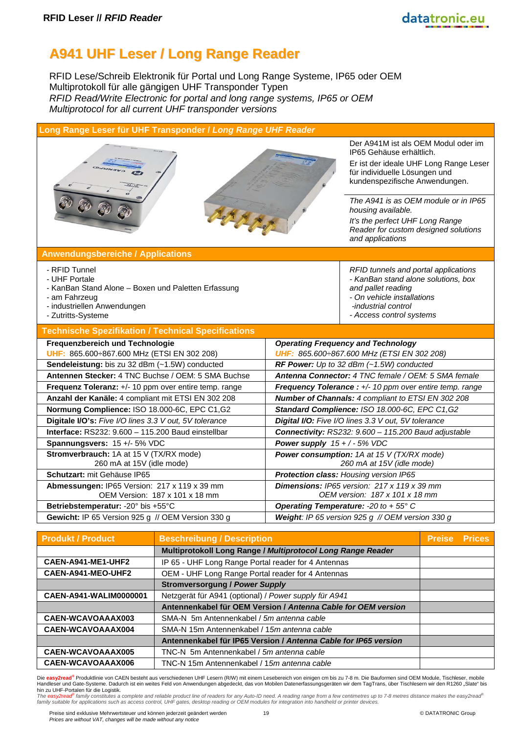# A941 UHF Leser / Long Range Reader

RFID Lese/Schreib Elektronik für Portal und Long Range Systeme, IP65 oder OEM
Multiprotokoll für alle gängigen UHF Transponder Typen
*RFID Read/Write Electronic for portal and long range systems, IP65 or OEM*
*Multiprotocol for all current UHF transponder versions*

## Long Range Leser für UHF Transponder / *Long Range UHF Reader*

Der A941M ist als OEM Modul oder im IP65 Gehäuse erhältlich.

Er ist der ideale UHF Long Range Leser für individuelle Lösungen und kundenspezifische Anwendungen.

*The A941 is as OEM module or in IP65 housing available.*

*It's the perfect UHF Long Range Reader for custom designed solutions and applications*

## Anwendungsbereiche / Applications

- RFID Tunnel
- UHF Portale
- KanBan Stand Alone – Boxen und Paletten Erfassung
- am Fahrzeug
- industriellen Anwendungen
- Zutritts-Systeme

*RFID tunnels and portal applications*
- *KanBan stand alone solutions, box and pallet reading*
- *On vehicle installations*
- *industrial control*
- *Access control systems*

## Technische Spezifikation / Technical Specifications

| | |
|---|---|
| **Frequenzbereich und Technologie**<br>UHF: 865.600÷867.600 MHz (ETSI EN 302 208) | ***Operating Frequency and Technology***<br>*UHF: 865.600÷867.600 MHz (ETSI EN 302 208)* |
| **Sendeleistung:** bis zu 32 dBm (~1.5W) conducted | ***RF Power:*** *Up to 32 dBm (~1.5W) conducted* |
| **Antennen Stecker:** 4 TNC Buchse / OEM: 5 SMA Buchse | ***Antenna Connector:*** *4 TNC female / OEM: 5 SMA female* |
| **Frequenz Toleranz:** +/- 10 ppm over entire temp. range | ***Frequency Tolerance :*** *+/- 10 ppm over entire temp. range* |
| **Anzahl der Kanäle:** 4 compliant mit ETSI EN 302 208 | ***Number of Channals:*** *4 compliant to ETSI EN 302 208* |
| **Normung Complience:** ISO 18.000-6C, EPC C1,G2 | ***Standard Complience:*** *ISO 18.000-6C, EPC C1,G2* |
| **Digitale I/O's:** *Five I/O lines 3.3 V out, 5V tolerance* | ***Digital I/O:*** *Five I/O lines 3.3 V out, 5V tolerance* |
| **Interface:** RS232: 9.600 – 115.200 Baud einstellbar | ***Connectivity:*** *RS232: 9.600 – 115.200 Baud adjustable* |
| **Spannungsvers:** 15 +/- 5% VDC | ***Power supply*** *15 + / - 5% VDC* |
| **Stromverbrauch:** 1A at 15 V (TX/RX mode)<br>260 mA at 15V (idle mode) | ***Power consumption:*** *1A at 15 V (TX/RX mode)*<br>*260 mA at 15V (idle mode)* |
| **Schutzart:** mit Gehäuse IP65 | ***Protection class:*** *Housing version IP65* |
| **Abmessungen:** IP65 Version: 217 x 119 x 39 mm<br>OEM Version: 187 x 101 x 18 mm | ***Dimensions:*** *IP65 version: 217 x 119 x 39 mm*<br>*OEM version: 187 x 101 x 18 mm* |
| **Betriebstemperatur:** -20° bis +55°C | ***Operating Temperature:*** *-20 to + 55° C* |
| **Gewicht:** IP 65 Version 925 g // OEM Version 330 g | ***Weight****: IP 65 version 925 g // OEM version 330 g* |

| Produkt / Product | Beschreibung / Description | Preise Prices |
|---|---|---|
| | **Multiprotokoll Long Range / *Multiprotocol Long Range Reader*** | |
| **CAEN-A941-ME1-UHF2** | IP 65 - UHF Long Range Portal reader for 4 Antennas | |
| **CAEN-A941-MEO-UHF2** | OEM - UHF Long Range Portal reader for 4 Antennas | |
| | **Stromversorgung / *Power Supply*** | |
| **CAEN-A941-WALIM0000001** | Netzgerät für A941 (optional) / *Power supply für A941* | |
| | **Antennenkabel für OEM Version / *Antenna Cable for OEM version*** | |
| **CAEN-WCAVOAAAX003** | SMA-N 5m Antennenkabel / *5m antenna cable* | |
| **CAEN-WCAVOAAAX004** | SMA-N 15m Antennenkabel / *15m antenna cable* | |
| | **Antennenkabel für IP65 Version / *Antenna Cable for IP65 version*** | |
| **CAEN-WCAVOAAAX005** | TNC-N 5m Antennenkabel / *5m antenna cable* | |
| **CAEN-WCAVOAAAX006** | TNC-N 15m Antennenkabel / *15m antenna cable* | |

Die **easy2read**® Produktlinie von CAEN besteht aus verschiedenen UHF Lesern (R/W) mit einem Lesebereich von einigen cm bis zu 7-8 m. Die Bauformen sind OEM Module, Tischleser, mobile Handleser und Gate-Systeme. Dadurch ist ein weites Feld von Anwendungen abgedeckt, das von Mobilen Datenerfassungsgeräten wir dem TagTrans, über Tischlesern wir den R1260 „Slate" bis hin zu UHF-Portalen für die Logistik.
*The easy2read® family constitutes a complete and reliable product line of readers for any Auto-ID need. A reading range from a few centimetres up to 7-8 metres distance makes the easy2read® family suitable for applications such as access control, UHF gates, desktop reading or OEM modules for integration into handheld or printer devices.*

Preise sind exklusive Mehrwertsteuer und können jederzeit geändert werden
*Prices are without VAT, changes will be made without any notice*

© DATATRONIC Group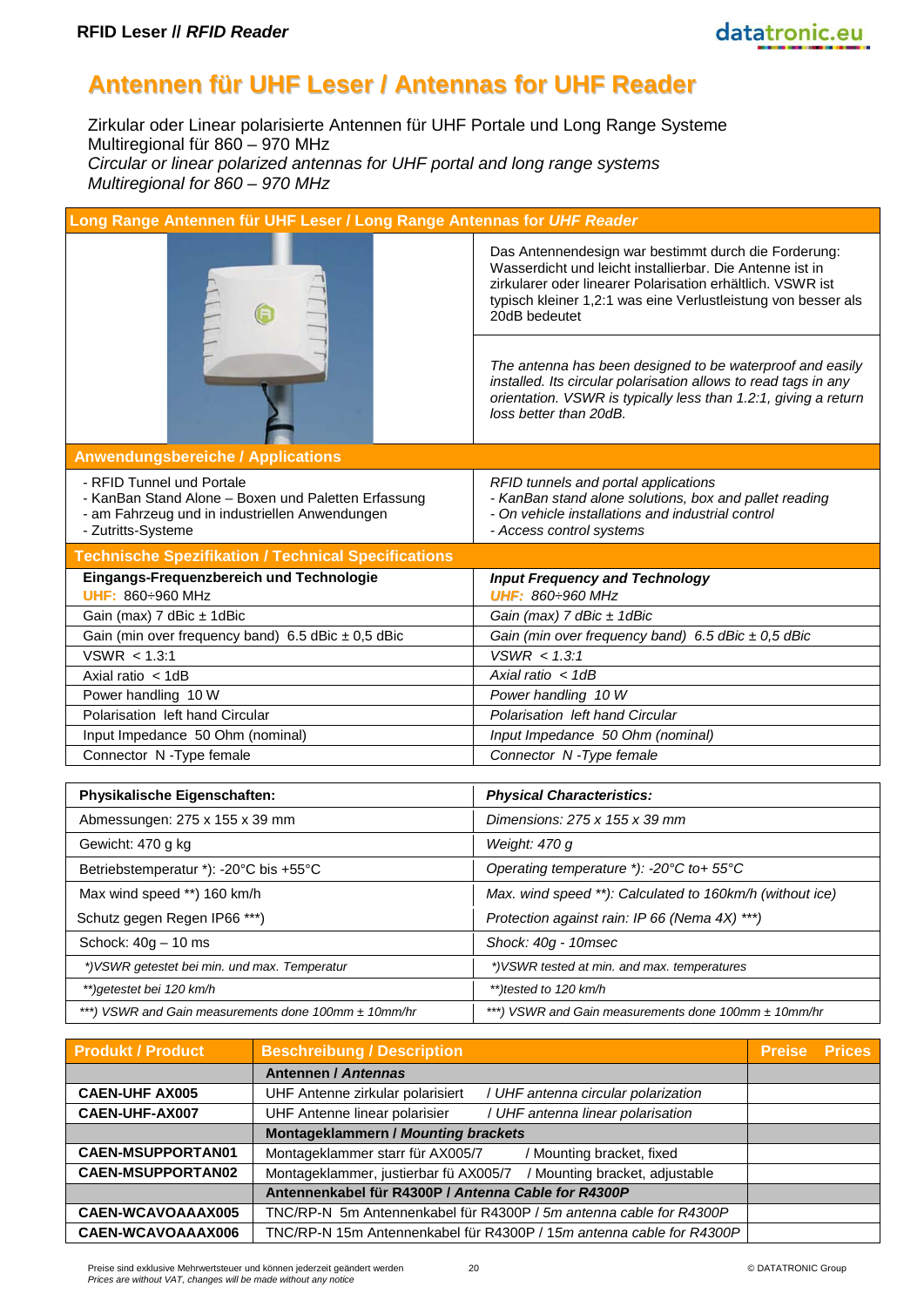# Antennen für UHF Leser / Antennas for UHF Reader

Zirkular oder Linear polarisierte Antennen für UHF Portale und Long Range Systeme
Multiregional für 860 – 970 MHz
*Circular or linear polarized antennas for UHF portal and long range systems*
*Multiregional for 860 – 970 MHz*

## Long Range Antennen für UHF Leser / Long Range Antennas for *UHF Reader*

Das Antennendesign war bestimmt durch die Forderung: Wasserdicht und leicht installierbar. Die Antenne ist in zirkularer oder linearer Polarisation erhältlich. VSWR ist typisch kleiner 1,2:1 was eine Verlustleistung von besser als 20dB bedeutet

*The antenna has been designed to be waterproof and easily installed. Its circular polarisation allows to read tags in any orientation. VSWR is typically less than 1.2:1, giving a return loss better than 20dB.*

### Anwendungsbereiche / Applications

| | |
|---|---|
| - RFID Tunnel und Portale<br>- KanBan Stand Alone – Boxen und Paletten Erfassung<br>- am Fahrzeug und in industriellen Anwendungen<br>- Zutritts-Systeme | *RFID tunnels and portal applications*<br>*- KanBan stand alone solutions, box and pallet reading*<br>*- On vehicle installations and industrial control*<br>*- Access control systems* |

### Technische Spezifikation / Technical Specifications

| | |
|---|---|
| **Eingangs-Frequenzbereich und Technologie**<br>**UHF:** 860÷960 MHz | ***Input Frequency and Technology***<br>***UHF:*** *860÷960 MHz* |
| Gain (max) 7 dBic ± 1dBic | *Gain (max) 7 dBic ± 1dBic* |
| Gain (min over frequency band) 6.5 dBic ± 0,5 dBic | *Gain (min over frequency band) 6.5 dBic ± 0,5 dBic* |
| VSWR < 1.3:1 | *VSWR < 1.3:1* |
| Axial ratio < 1dB | *Axial ratio < 1dB* |
| Power handling 10 W | *Power handling 10 W* |
| Polarisation left hand Circular | *Polarisation left hand Circular* |
| Input Impedance 50 Ohm (nominal) | *Input Impedance 50 Ohm (nominal)* |
| Connector N -Type female | *Connector N -Type female* |

| **Physikalische Eigenschaften:** | ***Physical Characteristics:*** |
|---|---|
| Abmessungen: 275 x 155 x 39 mm | *Dimensions: 275 x 155 x 39 mm* |
| Gewicht: 470 g kg | *Weight: 470 g* |
| Betriebstemperatur *): -20°C bis +55°C | *Operating temperature *): -20°C to+ 55°C* |
| Max wind speed **) 160 km/h | *Max. wind speed **): Calculated to 160km/h (without ice)* |
| Schutz gegen Regen IP66 ***) | *Protection against rain: IP 66 (Nema 4X) ***)* |
| Schock: 40g – 10 ms | *Shock: 40g - 10msec* |
| *)VSWR getestet bei min. und max. Temperatur | *)VSWR tested at min. and max. temperatures |
| **)getestet bei 120 km/h | **)tested to 120 km/h |
| ***) VSWR and Gain measurements done 100mm ± 10mm/hr | ***) VSWR and Gain measurements done 100mm ± 10mm/hr |

| Produkt / Product | Beschreibung / Description | Preise Prices |
|---|---|---|
| | **Antennen / *Antennas*** | |
| **CAEN-UHF AX005** | UHF Antenne zirkular polarisiert / *UHF antenna circular polarization* | |
| **CAEN-UHF-AX007** | UHF Antenne linear polarisier / *UHF antenna linear polarisation* | |
| | **Montageklammern / *Mounting brackets*** | |
| **CAEN-MSUPPORTAN01** | Montageklammer starr für AX005/7 / Mounting bracket, fixed | |
| **CAEN-MSUPPORTAN02** | Montageklammer, justierbar fü AX005/7 / Mounting bracket, adjustable | |
| | **Antennenkabel für R4300P / *Antenna Cable for R4300P*** | |
| **CAEN-WCAVOAAAX005** | TNC/RP-N 5m Antennenkabel für R4300P / *5m antenna cable for R4300P* | |
| **CAEN-WCAVOAAAX006** | TNC/RP-N 15m Antennenkabel für R4300P / *15m antenna cable for R4300P* | |

Preise sind exklusive Mehrwertsteuer und können jederzeit geändert werden
*Prices are without VAT, changes will be made without any notice*